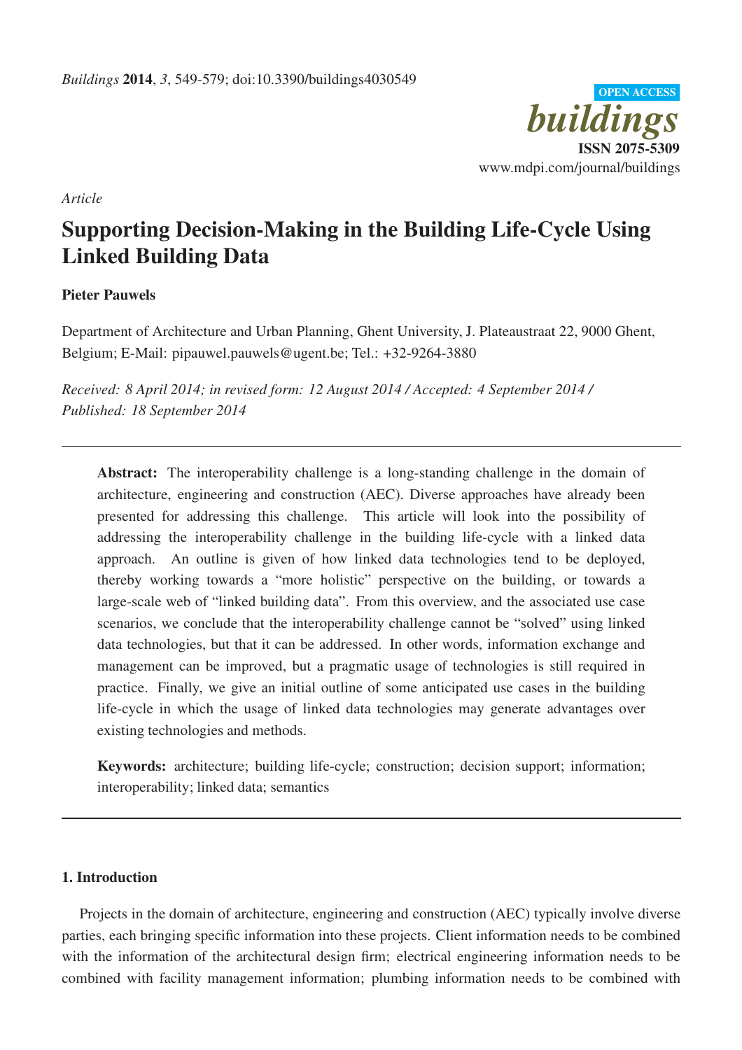*Article*

# Supporting Decision-Making in the Building Life-Cycle Using Linked Building Data

**Pieter Pauwels**

Department of Architecture and Urban Planning, Ghent University, J. Plateaustraat 22, 9000 Ghent, Belgium; E-Mail: pipauwel.pauwels@ugent.be; Tel.: +32-9264-3880

*Received: 8 April 2014; in revised form: 12 August 2014 / Accepted: 4 September 2014 / Published: 18 September 2014*

---

**Abstract:** The interoperability challenge is a long-standing challenge in the domain of architecture, engineering and construction (AEC). Diverse approaches have already been presented for addressing this challenge. This article will look into the possibility of addressing the interoperability challenge in the building life-cycle with a linked data approach. An outline is given of how linked data technologies tend to be deployed, thereby working towards a "more holistic" perspective on the building, or towards a large-scale web of "linked building data". From this overview, and the associated use case scenarios, we conclude that the interoperability challenge cannot be "solved" using linked data technologies, but that it can be addressed. In other words, information exchange and management can be improved, but a pragmatic usage of technologies is still required in practice. Finally, we give an initial outline of some anticipated use cases in the building life-cycle in which the usage of linked data technologies may generate advantages over existing technologies and methods.

**Keywords:** architecture; building life-cycle; construction; decision support; information; interoperability; linked data; semantics

---

## 1. Introduction

Projects in the domain of architecture, engineering and construction (AEC) typically involve diverse parties, each bringing specific information into these projects. Client information needs to be combined with the information of the architectural design firm; electrical engineering information needs to be combined with facility management information; plumbing information needs to be combined with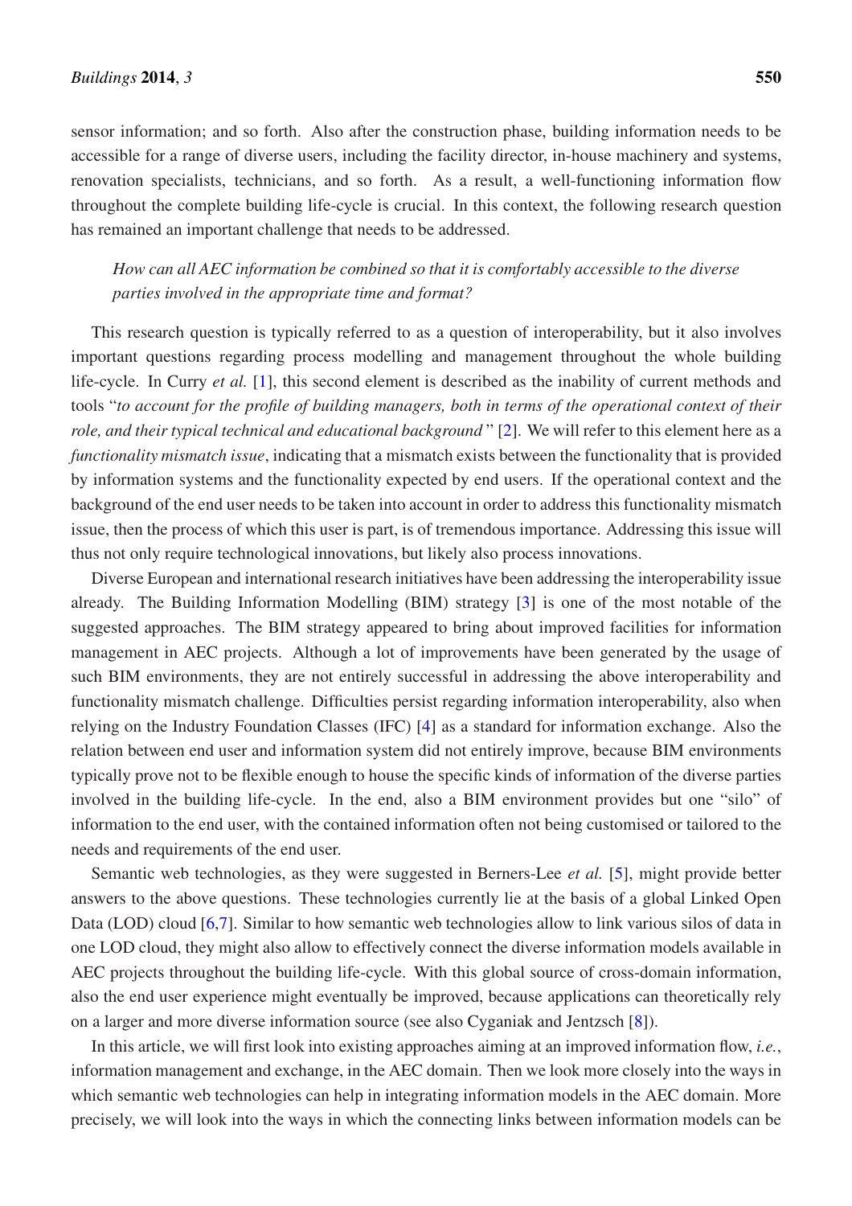sensor information; and so forth. Also after the construction phase, building information needs to be accessible for a range of diverse users, including the facility director, in-house machinery and systems, renovation specialists, technicians, and so forth. As a result, a well-functioning information flow throughout the complete building life-cycle is crucial. In this context, the following research question has remained an important challenge that needs to be addressed.

> *How can all AEC information be combined so that it is comfortably accessible to the diverse parties involved in the appropriate time and format?*

This research question is typically referred to as a question of interoperability, but it also involves important questions regarding process modelling and management throughout the whole building life-cycle. In Curry *et al.* [1], this second element is described as the inability of current methods and tools "*to account for the profile of building managers, both in terms of the operational context of their role, and their typical technical and educational background* " [2]. We will refer to this element here as a *functionality mismatch issue*, indicating that a mismatch exists between the functionality that is provided by information systems and the functionality expected by end users. If the operational context and the background of the end user needs to be taken into account in order to address this functionality mismatch issue, then the process of which this user is part, is of tremendous importance. Addressing this issue will thus not only require technological innovations, but likely also process innovations.

Diverse European and international research initiatives have been addressing the interoperability issue already. The Building Information Modelling (BIM) strategy [3] is one of the most notable of the suggested approaches. The BIM strategy appeared to bring about improved facilities for information management in AEC projects. Although a lot of improvements have been generated by the usage of such BIM environments, they are not entirely successful in addressing the above interoperability and functionality mismatch challenge. Difficulties persist regarding information interoperability, also when relying on the Industry Foundation Classes (IFC) [4] as a standard for information exchange. Also the relation between end user and information system did not entirely improve, because BIM environments typically prove not to be flexible enough to house the specific kinds of information of the diverse parties involved in the building life-cycle. In the end, also a BIM environment provides but one "silo" of information to the end user, with the contained information often not being customised or tailored to the needs and requirements of the end user.

Semantic web technologies, as they were suggested in Berners-Lee *et al.* [5], might provide better answers to the above questions. These technologies currently lie at the basis of a global Linked Open Data (LOD) cloud [6,7]. Similar to how semantic web technologies allow to link various silos of data in one LOD cloud, they might also allow to effectively connect the diverse information models available in AEC projects throughout the building life-cycle. With this global source of cross-domain information, also the end user experience might eventually be improved, because applications can theoretically rely on a larger and more diverse information source (see also Cyganiak and Jentzsch [8]).

In this article, we will first look into existing approaches aiming at an improved information flow, *i.e.*, information management and exchange, in the AEC domain. Then we look more closely into the ways in which semantic web technologies can help in integrating information models in the AEC domain. More precisely, we will look into the ways in which the connecting links between information models can be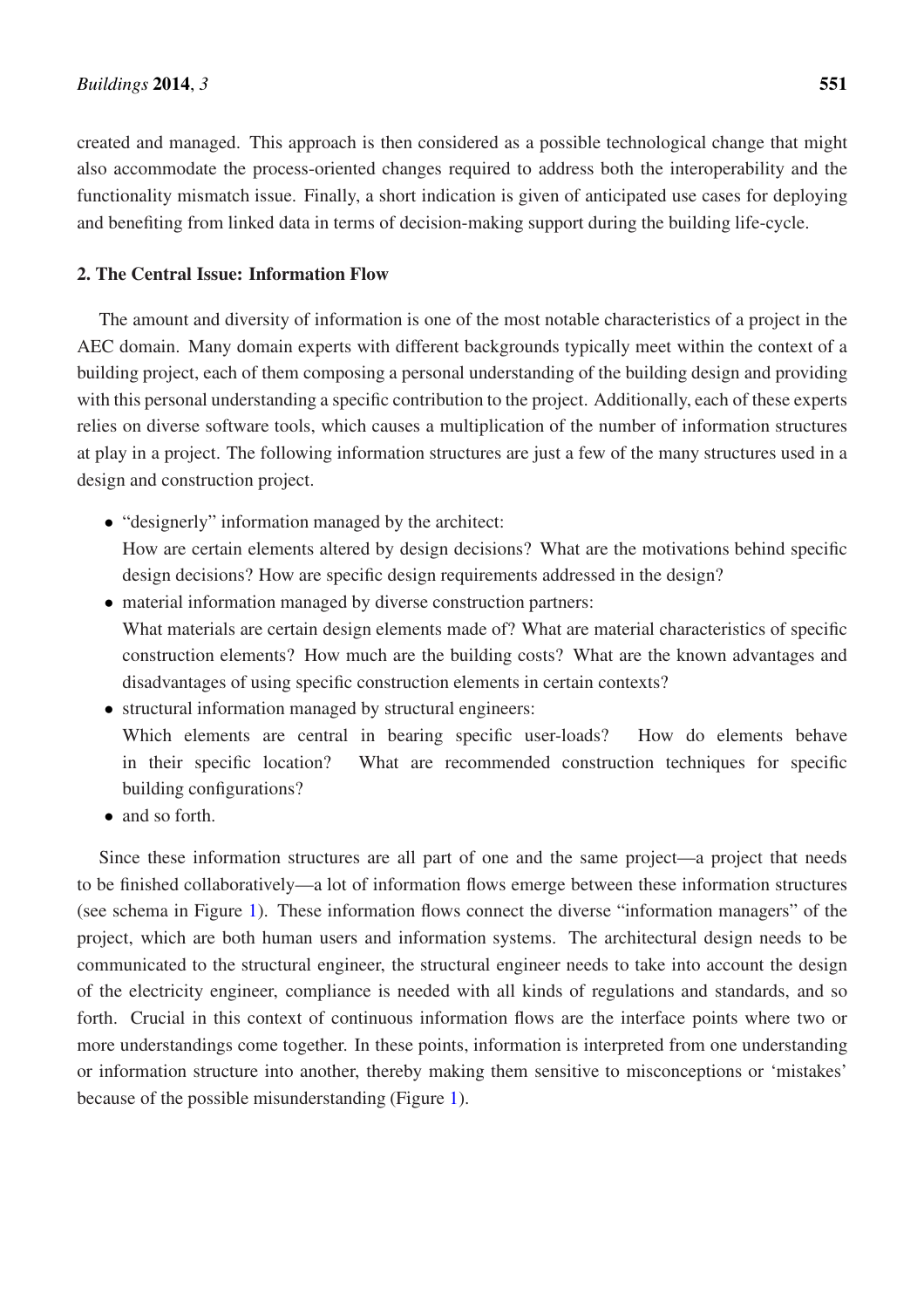created and managed. This approach is then considered as a possible technological change that might also accommodate the process-oriented changes required to address both the interoperability and the functionality mismatch issue. Finally, a short indication is given of anticipated use cases for deploying and benefiting from linked data in terms of decision-making support during the building life-cycle.

## 2. The Central Issue: Information Flow

The amount and diversity of information is one of the most notable characteristics of a project in the AEC domain. Many domain experts with different backgrounds typically meet within the context of a building project, each of them composing a personal understanding of the building design and providing with this personal understanding a specific contribution to the project. Additionally, each of these experts relies on diverse software tools, which causes a multiplication of the number of information structures at play in a project. The following information structures are just a few of the many structures used in a design and construction project.

- "designerly" information managed by the architect:
  How are certain elements altered by design decisions? What are the motivations behind specific design decisions? How are specific design requirements addressed in the design?
- material information managed by diverse construction partners:
  What materials are certain design elements made of? What are material characteristics of specific construction elements? How much are the building costs? What are the known advantages and disadvantages of using specific construction elements in certain contexts?
- structural information managed by structural engineers:
  Which elements are central in bearing specific user-loads? How do elements behave in their specific location? What are recommended construction techniques for specific building configurations?
- and so forth.

Since these information structures are all part of one and the same project—a project that needs to be finished collaboratively—a lot of information flows emerge between these information structures (see schema in Figure 1). These information flows connect the diverse "information managers" of the project, which are both human users and information systems. The architectural design needs to be communicated to the structural engineer, the structural engineer needs to take into account the design of the electricity engineer, compliance is needed with all kinds of regulations and standards, and so forth. Crucial in this context of continuous information flows are the interface points where two or more understandings come together. In these points, information is interpreted from one understanding or information structure into another, thereby making them sensitive to misconceptions or 'mistakes' because of the possible misunderstanding (Figure 1).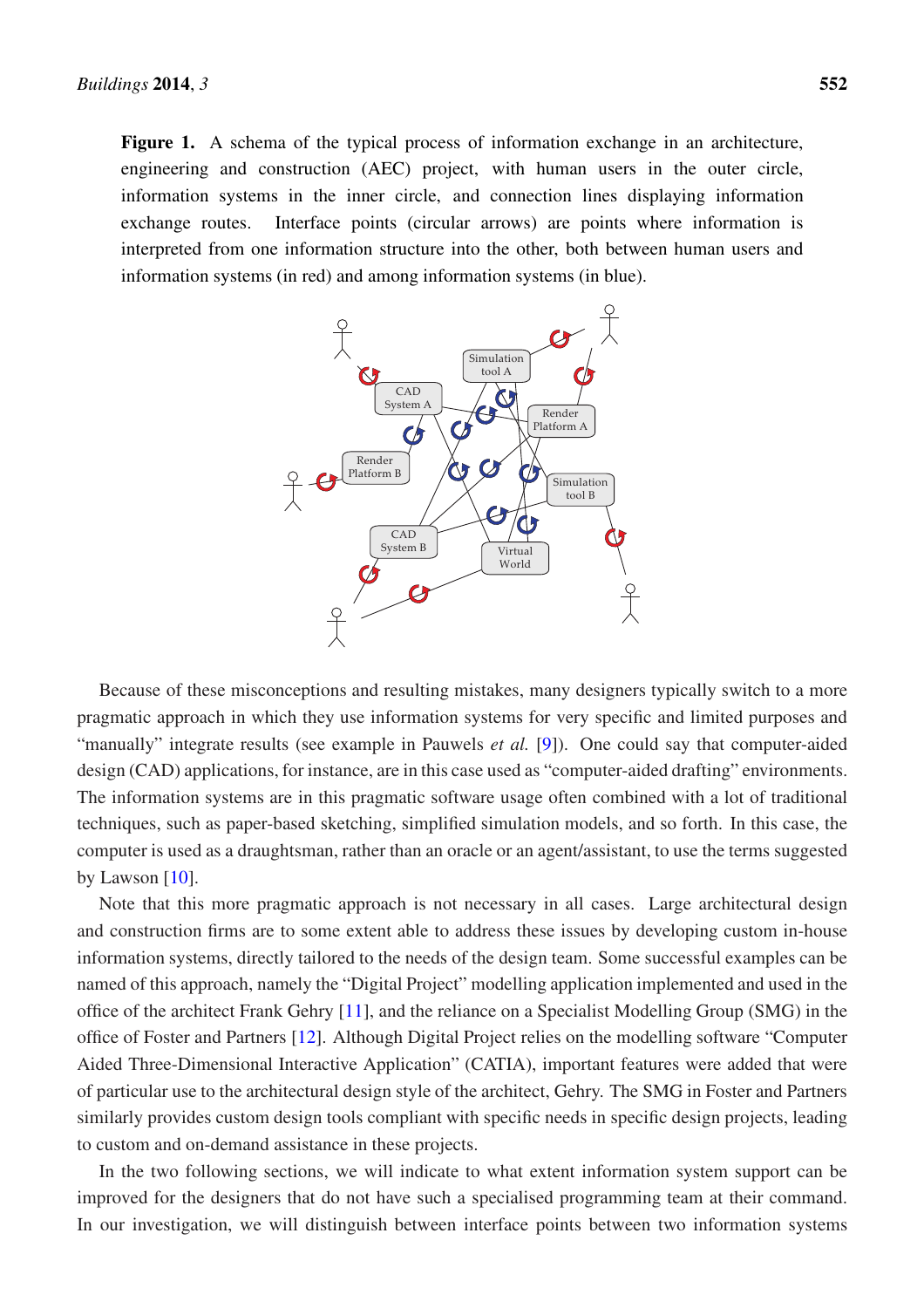**Figure 1.** A schema of the typical process of information exchange in an architecture, engineering and construction (AEC) project, with human users in the outer circle, information systems in the inner circle, and connection lines displaying information exchange routes. Interface points (circular arrows) are points where information is interpreted from one information structure into the other, both between human users and information systems (in red) and among information systems (in blue).

Because of these misconceptions and resulting mistakes, many designers typically switch to a more pragmatic approach in which they use information systems for very specific and limited purposes and "manually" integrate results (see example in Pauwels *et al.* [9]). One could say that computer-aided design (CAD) applications, for instance, are in this case used as "computer-aided drafting" environments. The information systems are in this pragmatic software usage often combined with a lot of traditional techniques, such as paper-based sketching, simplified simulation models, and so forth. In this case, the computer is used as a draughtsman, rather than an oracle or an agent/assistant, to use the terms suggested by Lawson [10].

Note that this more pragmatic approach is not necessary in all cases. Large architectural design and construction firms are to some extent able to address these issues by developing custom in-house information systems, directly tailored to the needs of the design team. Some successful examples can be named of this approach, namely the "Digital Project" modelling application implemented and used in the office of the architect Frank Gehry [11], and the reliance on a Specialist Modelling Group (SMG) in the office of Foster and Partners [12]. Although Digital Project relies on the modelling software "Computer Aided Three-Dimensional Interactive Application" (CATIA), important features were added that were of particular use to the architectural design style of the architect, Gehry. The SMG in Foster and Partners similarly provides custom design tools compliant with specific needs in specific design projects, leading to custom and on-demand assistance in these projects.

In the two following sections, we will indicate to what extent information system support can be improved for the designers that do not have such a specialised programming team at their command. In our investigation, we will distinguish between interface points between two information systems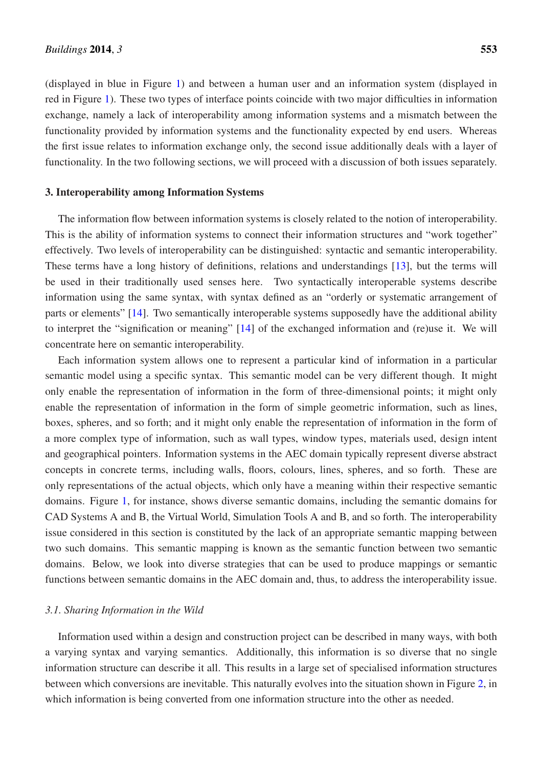(displayed in blue in Figure 1) and between a human user and an information system (displayed in red in Figure 1). These two types of interface points coincide with two major difficulties in information exchange, namely a lack of interoperability among information systems and a mismatch between the functionality provided by information systems and the functionality expected by end users. Whereas the first issue relates to information exchange only, the second issue additionally deals with a layer of functionality. In the two following sections, we will proceed with a discussion of both issues separately.

## 3. Interoperability among Information Systems

The information flow between information systems is closely related to the notion of interoperability. This is the ability of information systems to connect their information structures and "work together" effectively. Two levels of interoperability can be distinguished: syntactic and semantic interoperability. These terms have a long history of definitions, relations and understandings [13], but the terms will be used in their traditionally used senses here. Two syntactically interoperable systems describe information using the same syntax, with syntax defined as an "orderly or systematic arrangement of parts or elements" [14]. Two semantically interoperable systems supposedly have the additional ability to interpret the "signification or meaning" [14] of the exchanged information and (re)use it. We will concentrate here on semantic interoperability.

Each information system allows one to represent a particular kind of information in a particular semantic model using a specific syntax. This semantic model can be very different though. It might only enable the representation of information in the form of three-dimensional points; it might only enable the representation of information in the form of simple geometric information, such as lines, boxes, spheres, and so forth; and it might only enable the representation of information in the form of a more complex type of information, such as wall types, window types, materials used, design intent and geographical pointers. Information systems in the AEC domain typically represent diverse abstract concepts in concrete terms, including walls, floors, colours, lines, spheres, and so forth. These are only representations of the actual objects, which only have a meaning within their respective semantic domains. Figure 1, for instance, shows diverse semantic domains, including the semantic domains for CAD Systems A and B, the Virtual World, Simulation Tools A and B, and so forth. The interoperability issue considered in this section is constituted by the lack of an appropriate semantic mapping between two such domains. This semantic mapping is known as the semantic function between two semantic domains. Below, we look into diverse strategies that can be used to produce mappings or semantic functions between semantic domains in the AEC domain and, thus, to address the interoperability issue.

### *3.1. Sharing Information in the Wild*

Information used within a design and construction project can be described in many ways, with both a varying syntax and varying semantics. Additionally, this information is so diverse that no single information structure can describe it all. This results in a large set of specialised information structures between which conversions are inevitable. This naturally evolves into the situation shown in Figure 2, in which information is being converted from one information structure into the other as needed.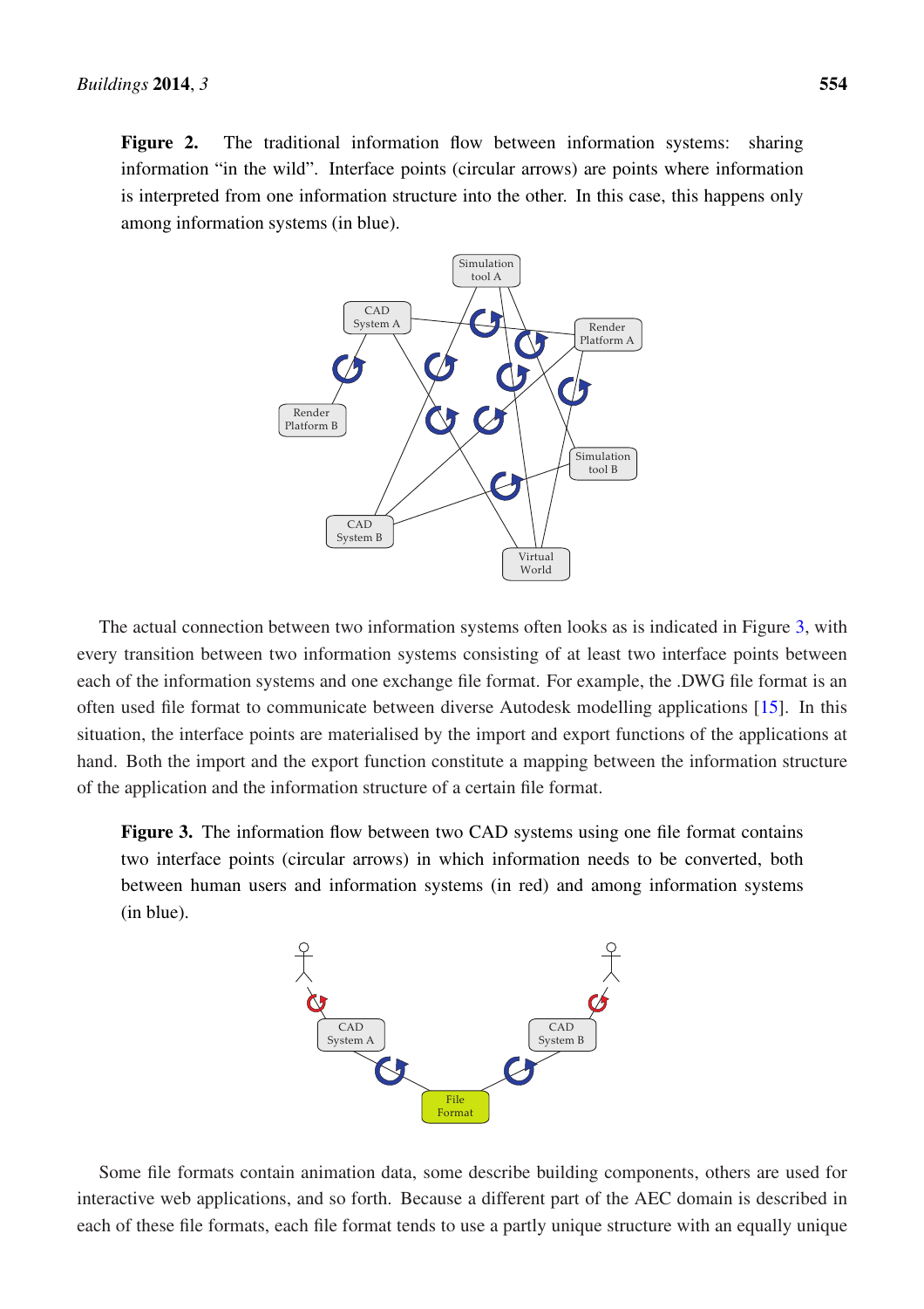**Figure 2.** The traditional information flow between information systems: sharing information "in the wild". Interface points (circular arrows) are points where information is interpreted from one information structure into the other. In this case, this happens only among information systems (in blue).

The actual connection between two information systems often looks as is indicated in Figure 3, with every transition between two information systems consisting of at least two interface points between each of the information systems and one exchange file format. For example, the .DWG file format is an often used file format to communicate between diverse Autodesk modelling applications [15]. In this situation, the interface points are materialised by the import and export functions of the applications at hand. Both the import and the export function constitute a mapping between the information structure of the application and the information structure of a certain file format.

**Figure 3.** The information flow between two CAD systems using one file format contains two interface points (circular arrows) in which information needs to be converted, both between human users and information systems (in red) and among information systems (in blue).

Some file formats contain animation data, some describe building components, others are used for interactive web applications, and so forth. Because a different part of the AEC domain is described in each of these file formats, each file format tends to use a partly unique structure with an equally unique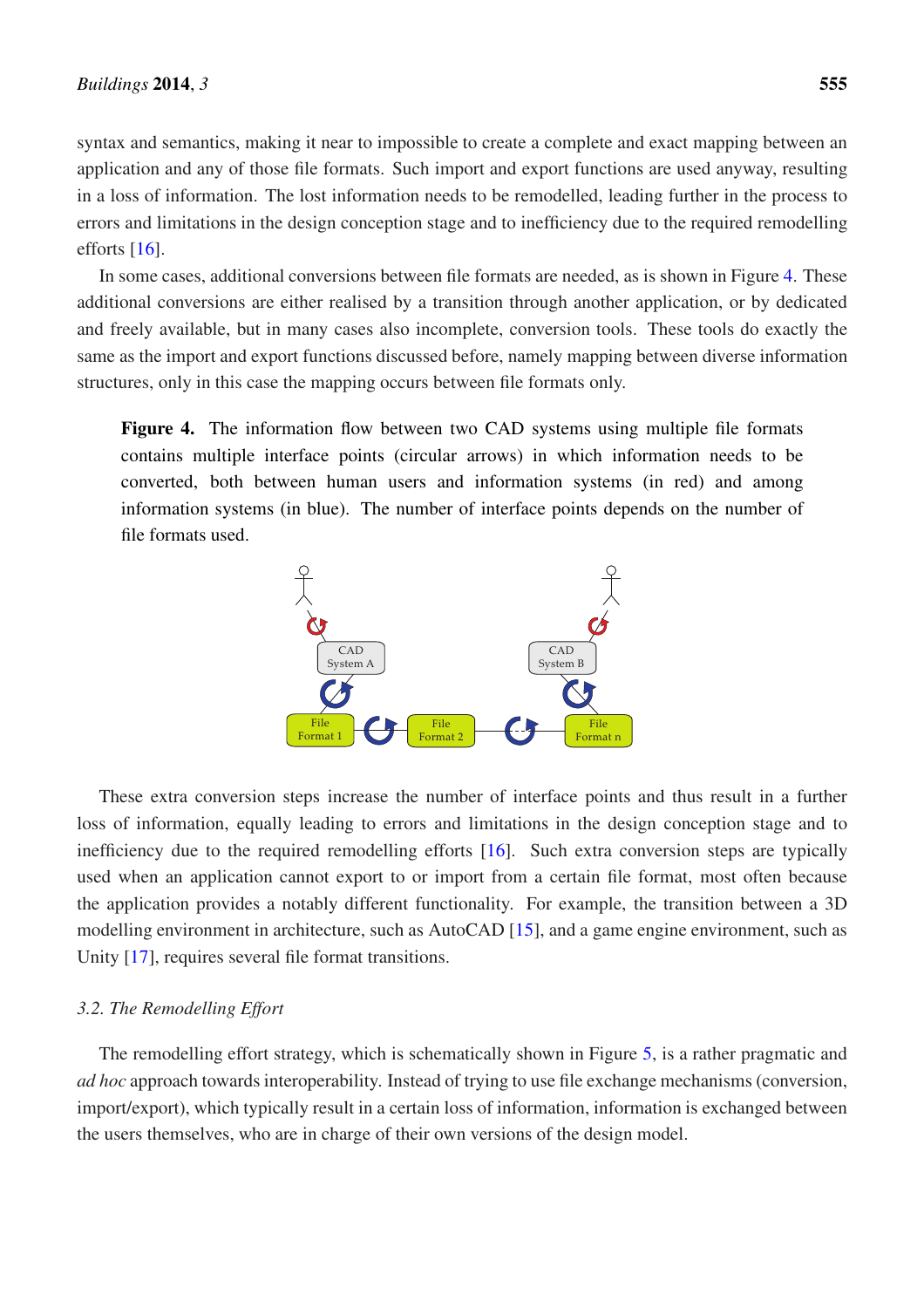syntax and semantics, making it near to impossible to create a complete and exact mapping between an application and any of those file formats. Such import and export functions are used anyway, resulting in a loss of information. The lost information needs to be remodelled, leading further in the process to errors and limitations in the design conception stage and to inefficiency due to the required remodelling efforts [16].

In some cases, additional conversions between file formats are needed, as is shown in Figure 4. These additional conversions are either realised by a transition through another application, or by dedicated and freely available, but in many cases also incomplete, conversion tools. These tools do exactly the same as the import and export functions discussed before, namely mapping between diverse information structures, only in this case the mapping occurs between file formats only.

**Figure 4.** The information flow between two CAD systems using multiple file formats contains multiple interface points (circular arrows) in which information needs to be converted, both between human users and information systems (in red) and among information systems (in blue). The number of interface points depends on the number of file formats used.

These extra conversion steps increase the number of interface points and thus result in a further loss of information, equally leading to errors and limitations in the design conception stage and to inefficiency due to the required remodelling efforts [16]. Such extra conversion steps are typically used when an application cannot export to or import from a certain file format, most often because the application provides a notably different functionality. For example, the transition between a 3D modelling environment in architecture, such as AutoCAD [15], and a game engine environment, such as Unity [17], requires several file format transitions.

### *3.2. The Remodelling Effort*

The remodelling effort strategy, which is schematically shown in Figure 5, is a rather pragmatic and *ad hoc* approach towards interoperability. Instead of trying to use file exchange mechanisms (conversion, import/export), which typically result in a certain loss of information, information is exchanged between the users themselves, who are in charge of their own versions of the design model.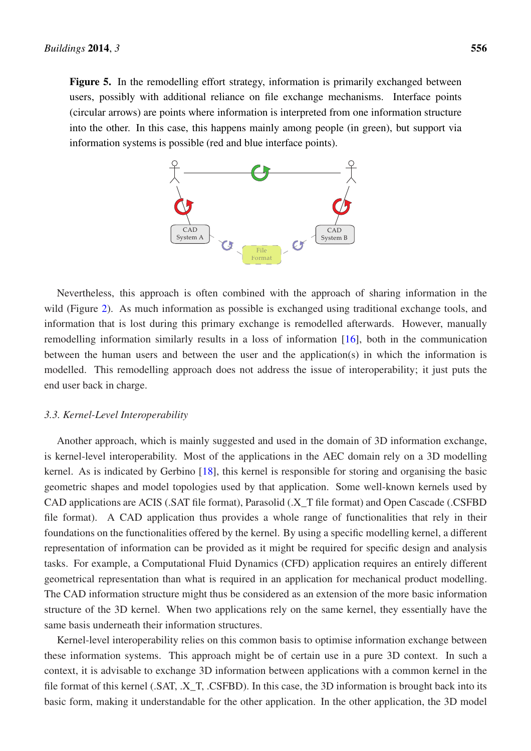**Figure 5.** In the remodelling effort strategy, information is primarily exchanged between users, possibly with additional reliance on file exchange mechanisms. Interface points (circular arrows) are points where information is interpreted from one information structure into the other. In this case, this happens mainly among people (in green), but support via information systems is possible (red and blue interface points).

Nevertheless, this approach is often combined with the approach of sharing information in the wild (Figure 2). As much information as possible is exchanged using traditional exchange tools, and information that is lost during this primary exchange is remodelled afterwards. However, manually remodelling information similarly results in a loss of information [16], both in the communication between the human users and between the user and the application(s) in which the information is modelled. This remodelling approach does not address the issue of interoperability; it just puts the end user back in charge.

### *3.3. Kernel-Level Interoperability*

Another approach, which is mainly suggested and used in the domain of 3D information exchange, is kernel-level interoperability. Most of the applications in the AEC domain rely on a 3D modelling kernel. As is indicated by Gerbino [18], this kernel is responsible for storing and organising the basic geometric shapes and model topologies used by that application. Some well-known kernels used by CAD applications are ACIS (.SAT file format), Parasolid (.X_T file format) and Open Cascade (.CSFBD file format). A CAD application thus provides a whole range of functionalities that rely in their foundations on the functionalities offered by the kernel. By using a specific modelling kernel, a different representation of information can be provided as it might be required for specific design and analysis tasks. For example, a Computational Fluid Dynamics (CFD) application requires an entirely different geometrical representation than what is required in an application for mechanical product modelling. The CAD information structure might thus be considered as an extension of the more basic information structure of the 3D kernel. When two applications rely on the same kernel, they essentially have the same basis underneath their information structures.

Kernel-level interoperability relies on this common basis to optimise information exchange between these information systems. This approach might be of certain use in a pure 3D context. In such a context, it is advisable to exchange 3D information between applications with a common kernel in the file format of this kernel (.SAT, .X_T, .CSFBD). In this case, the 3D information is brought back into its basic form, making it understandable for the other application. In the other application, the 3D model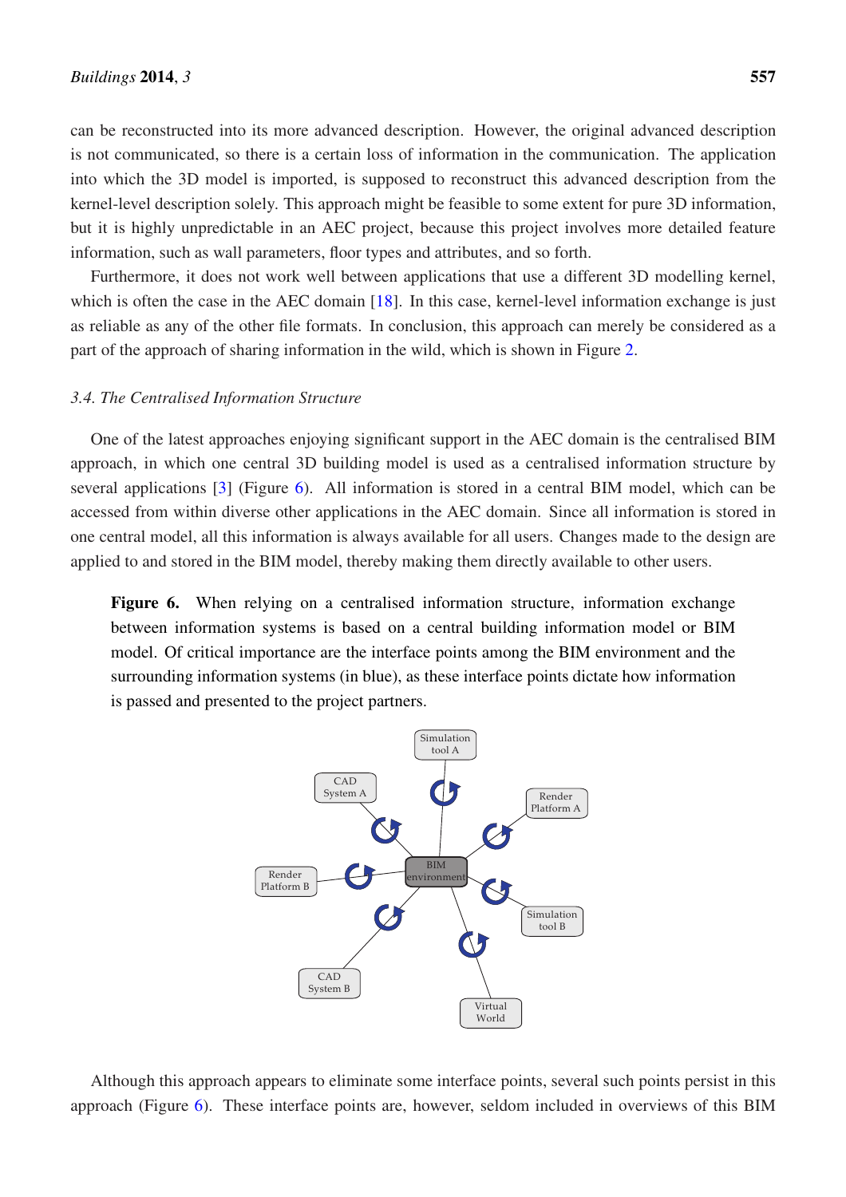can be reconstructed into its more advanced description. However, the original advanced description is not communicated, so there is a certain loss of information in the communication. The application into which the 3D model is imported, is supposed to reconstruct this advanced description from the kernel-level description solely. This approach might be feasible to some extent for pure 3D information, but it is highly unpredictable in an AEC project, because this project involves more detailed feature information, such as wall parameters, floor types and attributes, and so forth.

Furthermore, it does not work well between applications that use a different 3D modelling kernel, which is often the case in the AEC domain [18]. In this case, kernel-level information exchange is just as reliable as any of the other file formats. In conclusion, this approach can merely be considered as a part of the approach of sharing information in the wild, which is shown in Figure 2.

### 3.4. The Centralised Information Structure

One of the latest approaches enjoying significant support in the AEC domain is the centralised BIM approach, in which one central 3D building model is used as a centralised information structure by several applications [3] (Figure 6). All information is stored in a central BIM model, which can be accessed from within diverse other applications in the AEC domain. Since all information is stored in one central model, all this information is always available for all users. Changes made to the design are applied to and stored in the BIM model, thereby making them directly available to other users.

**Figure 6.** When relying on a centralised information structure, information exchange between information systems is based on a central building information model or BIM model. Of critical importance are the interface points among the BIM environment and the surrounding information systems (in blue), as these interface points dictate how information is passed and presented to the project partners.

Although this approach appears to eliminate some interface points, several such points persist in this approach (Figure 6). These interface points are, however, seldom included in overviews of this BIM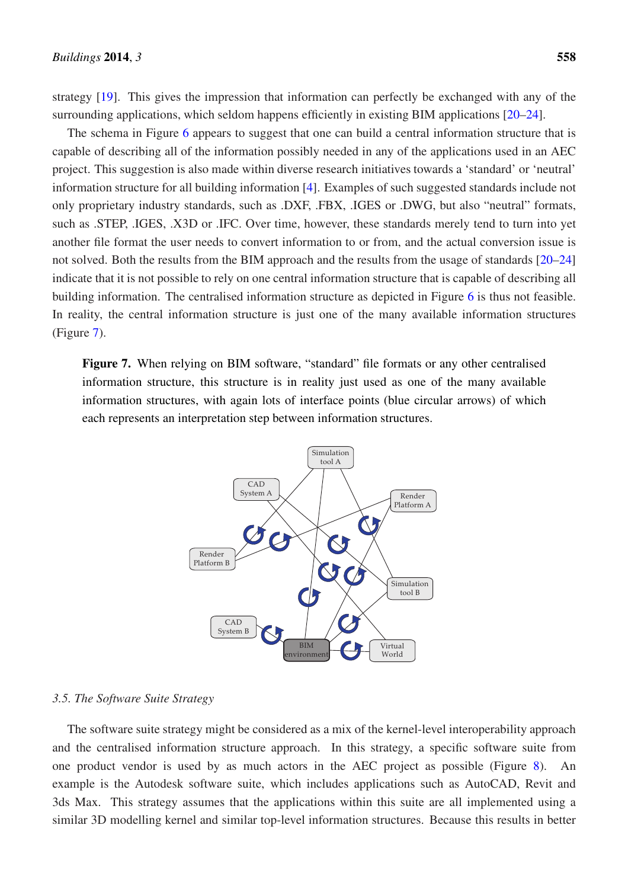strategy [19]. This gives the impression that information can perfectly be exchanged with any of the surrounding applications, which seldom happens efficiently in existing BIM applications [20–24].

The schema in Figure 6 appears to suggest that one can build a central information structure that is capable of describing all of the information possibly needed in any of the applications used in an AEC project. This suggestion is also made within diverse research initiatives towards a 'standard' or 'neutral' information structure for all building information [4]. Examples of such suggested standards include not only proprietary industry standards, such as .DXF, .FBX, .IGES or .DWG, but also "neutral" formats, such as .STEP, .IGES, .X3D or .IFC. Over time, however, these standards merely tend to turn into yet another file format the user needs to convert information to or from, and the actual conversion issue is not solved. Both the results from the BIM approach and the results from the usage of standards [20–24] indicate that it is not possible to rely on one central information structure that is capable of describing all building information. The centralised information structure as depicted in Figure 6 is thus not feasible. In reality, the central information structure is just one of the many available information structures (Figure 7).

**Figure 7.** When relying on BIM software, "standard" file formats or any other centralised information structure, this structure is in reality just used as one of the many available information structures, with again lots of interface points (blue circular arrows) of which each represents an interpretation step between information structures.

### 3.5. The Software Suite Strategy

The software suite strategy might be considered as a mix of the kernel-level interoperability approach and the centralised information structure approach. In this strategy, a specific software suite from one product vendor is used by as much actors in the AEC project as possible (Figure 8). An example is the Autodesk software suite, which includes applications such as AutoCAD, Revit and 3ds Max. This strategy assumes that the applications within this suite are all implemented using a similar 3D modelling kernel and similar top-level information structures. Because this results in better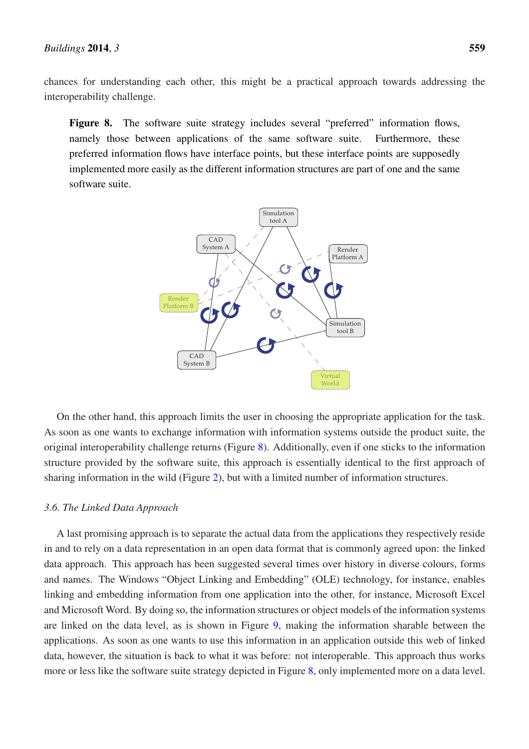chances for understanding each other, this might be a practical approach towards addressing the interoperability challenge.

**Figure 8.** The software suite strategy includes several "preferred" information flows, namely those between applications of the same software suite. Furthermore, these preferred information flows have interface points, but these interface points are supposedly implemented more easily as the different information structures are part of one and the same software suite.

On the other hand, this approach limits the user in choosing the appropriate application for the task. As soon as one wants to exchange information with information systems outside the product suite, the original interoperability challenge returns (Figure 8). Additionally, even if one sticks to the information structure provided by the software suite, this approach is essentially identical to the first approach of sharing information in the wild (Figure 2), but with a limited number of information structures.

### *3.6. The Linked Data Approach*

A last promising approach is to separate the actual data from the applications they respectively reside in and to rely on a data representation in an open data format that is commonly agreed upon: the linked data approach. This approach has been suggested several times over history in diverse colours, forms and names. The Windows "Object Linking and Embedding" (OLE) technology, for instance, enables linking and embedding information from one application into the other, for instance, Microsoft Excel and Microsoft Word. By doing so, the information structures or object models of the information systems are linked on the data level, as is shown in Figure 9, making the information sharable between the applications. As soon as one wants to use this information in an application outside this web of linked data, however, the situation is back to what it was before: not interoperable. This approach thus works more or less like the software suite strategy depicted in Figure 8, only implemented more on a data level.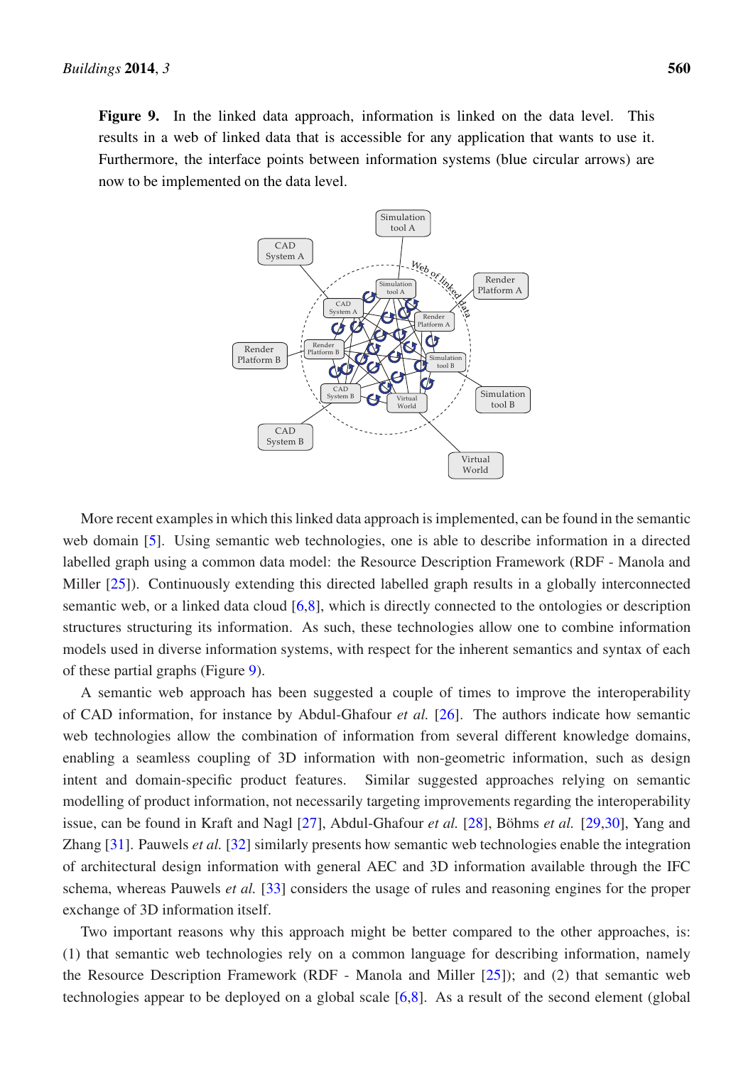**Figure 9.** In the linked data approach, information is linked on the data level. This results in a web of linked data that is accessible for any application that wants to use it. Furthermore, the interface points between information systems (blue circular arrows) are now to be implemented on the data level.

More recent examples in which this linked data approach is implemented, can be found in the semantic web domain [5]. Using semantic web technologies, one is able to describe information in a directed labelled graph using a common data model: the Resource Description Framework (RDF - Manola and Miller [25]). Continuously extending this directed labelled graph results in a globally interconnected semantic web, or a linked data cloud [6,8], which is directly connected to the ontologies or description structures structuring its information. As such, these technologies allow one to combine information models used in diverse information systems, with respect for the inherent semantics and syntax of each of these partial graphs (Figure 9).

A semantic web approach has been suggested a couple of times to improve the interoperability of CAD information, for instance by Abdul-Ghafour *et al.* [26]. The authors indicate how semantic web technologies allow the combination of information from several different knowledge domains, enabling a seamless coupling of 3D information with non-geometric information, such as design intent and domain-specific product features. Similar suggested approaches relying on semantic modelling of product information, not necessarily targeting improvements regarding the interoperability issue, can be found in Kraft and Nagl [27], Abdul-Ghafour *et al.* [28], Böhms *et al.* [29,30], Yang and Zhang [31]. Pauwels *et al.* [32] similarly presents how semantic web technologies enable the integration of architectural design information with general AEC and 3D information available through the IFC schema, whereas Pauwels *et al.* [33] considers the usage of rules and reasoning engines for the proper exchange of 3D information itself.

Two important reasons why this approach might be better compared to the other approaches, is: (1) that semantic web technologies rely on a common language for describing information, namely the Resource Description Framework (RDF - Manola and Miller [25]); and (2) that semantic web technologies appear to be deployed on a global scale [6,8]. As a result of the second element (global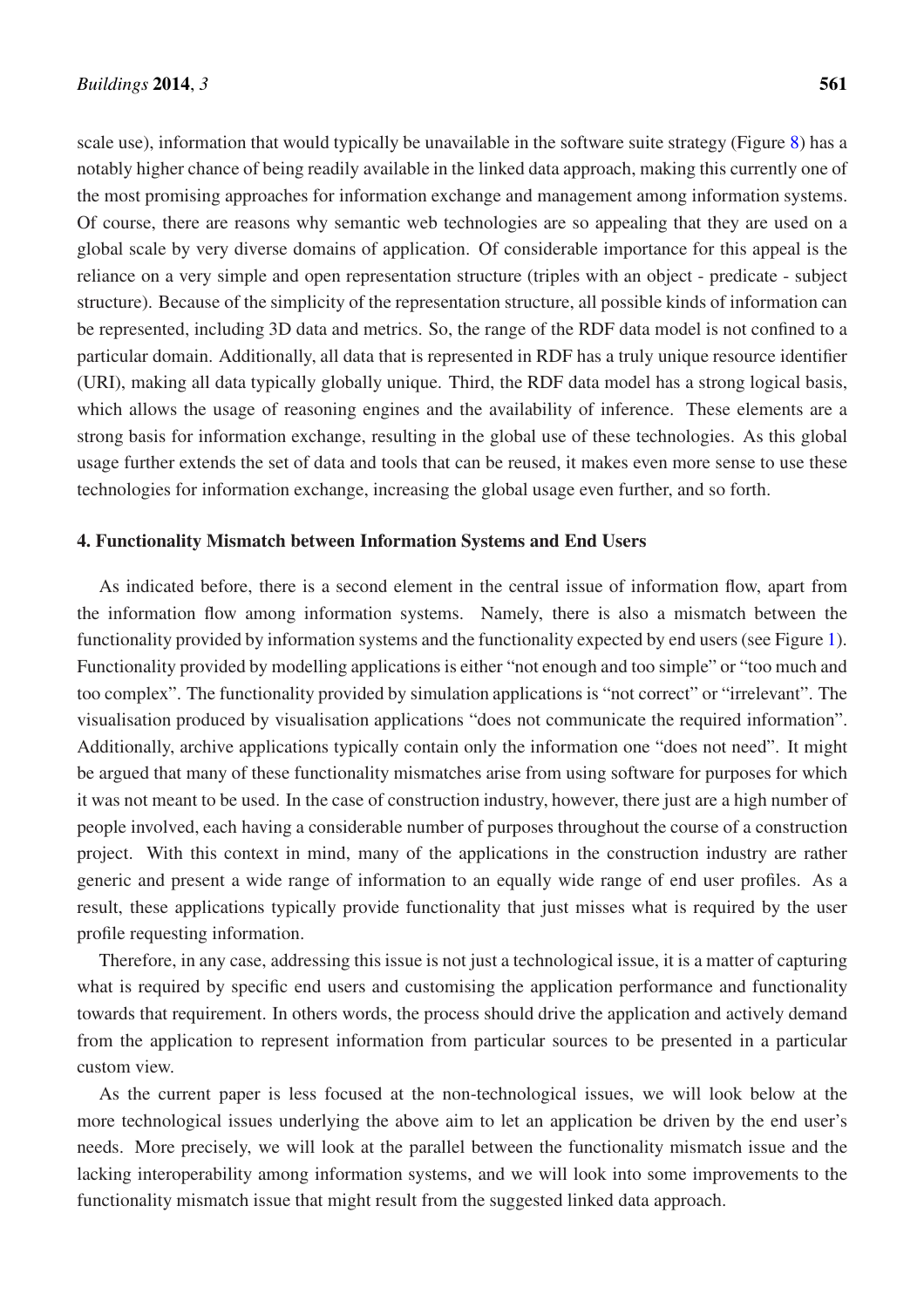scale use), information that would typically be unavailable in the software suite strategy (Figure 8) has a notably higher chance of being readily available in the linked data approach, making this currently one of the most promising approaches for information exchange and management among information systems. Of course, there are reasons why semantic web technologies are so appealing that they are used on a global scale by very diverse domains of application. Of considerable importance for this appeal is the reliance on a very simple and open representation structure (triples with an object - predicate - subject structure). Because of the simplicity of the representation structure, all possible kinds of information can be represented, including 3D data and metrics. So, the range of the RDF data model is not confined to a particular domain. Additionally, all data that is represented in RDF has a truly unique resource identifier (URI), making all data typically globally unique. Third, the RDF data model has a strong logical basis, which allows the usage of reasoning engines and the availability of inference. These elements are a strong basis for information exchange, resulting in the global use of these technologies. As this global usage further extends the set of data and tools that can be reused, it makes even more sense to use these technologies for information exchange, increasing the global usage even further, and so forth.

## 4. Functionality Mismatch between Information Systems and End Users

As indicated before, there is a second element in the central issue of information flow, apart from the information flow among information systems. Namely, there is also a mismatch between the functionality provided by information systems and the functionality expected by end users (see Figure 1). Functionality provided by modelling applications is either "not enough and too simple" or "too much and too complex". The functionality provided by simulation applications is "not correct" or "irrelevant". The visualisation produced by visualisation applications "does not communicate the required information". Additionally, archive applications typically contain only the information one "does not need". It might be argued that many of these functionality mismatches arise from using software for purposes for which it was not meant to be used. In the case of construction industry, however, there just are a high number of people involved, each having a considerable number of purposes throughout the course of a construction project. With this context in mind, many of the applications in the construction industry are rather generic and present a wide range of information to an equally wide range of end user profiles. As a result, these applications typically provide functionality that just misses what is required by the user profile requesting information.

Therefore, in any case, addressing this issue is not just a technological issue, it is a matter of capturing what is required by specific end users and customising the application performance and functionality towards that requirement. In others words, the process should drive the application and actively demand from the application to represent information from particular sources to be presented in a particular custom view.

As the current paper is less focused at the non-technological issues, we will look below at the more technological issues underlying the above aim to let an application be driven by the end user's needs. More precisely, we will look at the parallel between the functionality mismatch issue and the lacking interoperability among information systems, and we will look into some improvements to the functionality mismatch issue that might result from the suggested linked data approach.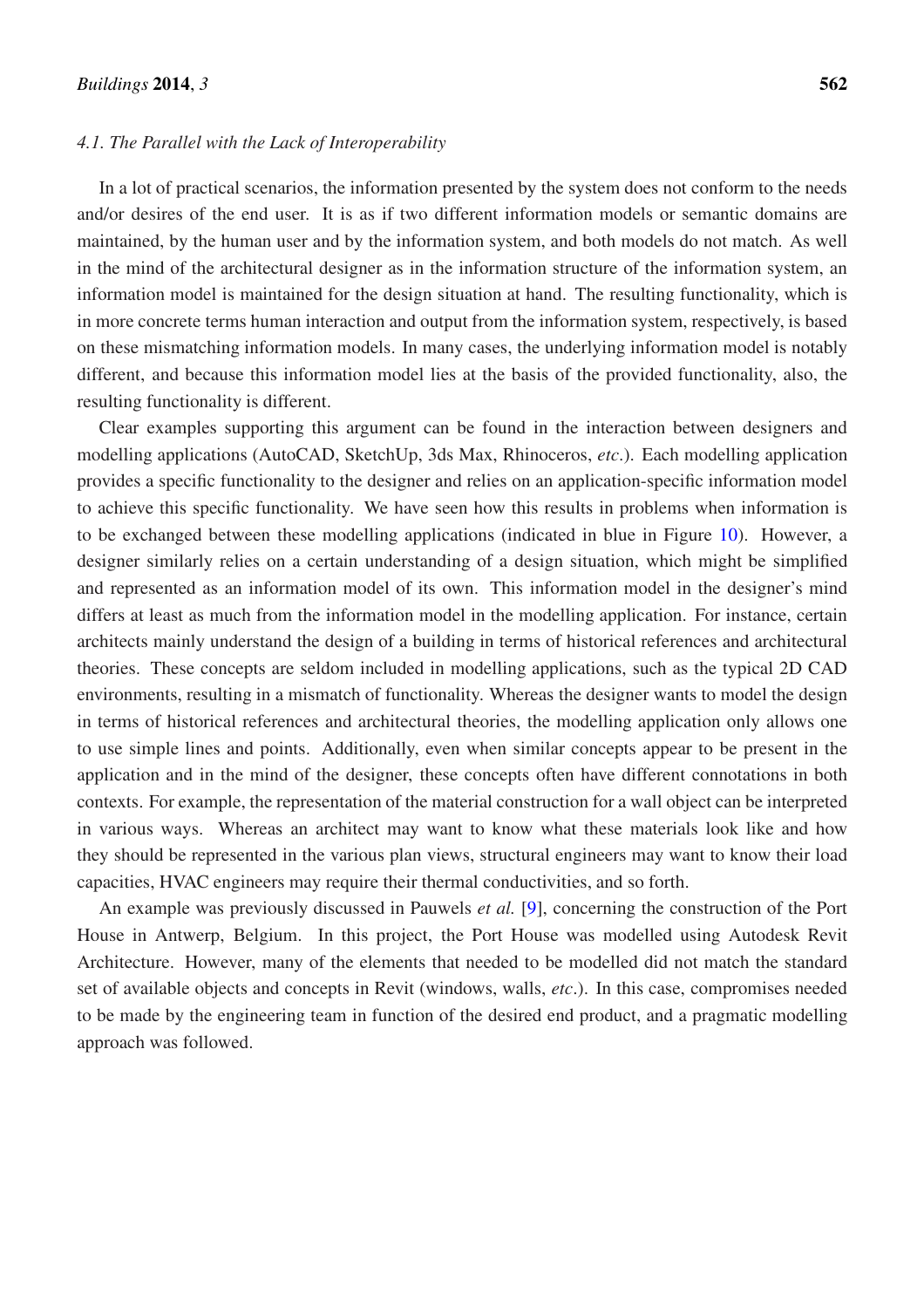### 4.1. The Parallel with the Lack of Interoperability

In a lot of practical scenarios, the information presented by the system does not conform to the needs and/or desires of the end user. It is as if two different information models or semantic domains are maintained, by the human user and by the information system, and both models do not match. As well in the mind of the architectural designer as in the information structure of the information system, an information model is maintained for the design situation at hand. The resulting functionality, which is in more concrete terms human interaction and output from the information system, respectively, is based on these mismatching information models. In many cases, the underlying information model is notably different, and because this information model lies at the basis of the provided functionality, also, the resulting functionality is different.

Clear examples supporting this argument can be found in the interaction between designers and modelling applications (AutoCAD, SketchUp, 3ds Max, Rhinoceros, *etc*.). Each modelling application provides a specific functionality to the designer and relies on an application-specific information model to achieve this specific functionality. We have seen how this results in problems when information is to be exchanged between these modelling applications (indicated in blue in Figure 10). However, a designer similarly relies on a certain understanding of a design situation, which might be simplified and represented as an information model of its own. This information model in the designer's mind differs at least as much from the information model in the modelling application. For instance, certain architects mainly understand the design of a building in terms of historical references and architectural theories. These concepts are seldom included in modelling applications, such as the typical 2D CAD environments, resulting in a mismatch of functionality. Whereas the designer wants to model the design in terms of historical references and architectural theories, the modelling application only allows one to use simple lines and points. Additionally, even when similar concepts appear to be present in the application and in the mind of the designer, these concepts often have different connotations in both contexts. For example, the representation of the material construction for a wall object can be interpreted in various ways. Whereas an architect may want to know what these materials look like and how they should be represented in the various plan views, structural engineers may want to know their load capacities, HVAC engineers may require their thermal conductivities, and so forth.

An example was previously discussed in Pauwels *et al.* [9], concerning the construction of the Port House in Antwerp, Belgium. In this project, the Port House was modelled using Autodesk Revit Architecture. However, many of the elements that needed to be modelled did not match the standard set of available objects and concepts in Revit (windows, walls, *etc*.). In this case, compromises needed to be made by the engineering team in function of the desired end product, and a pragmatic modelling approach was followed.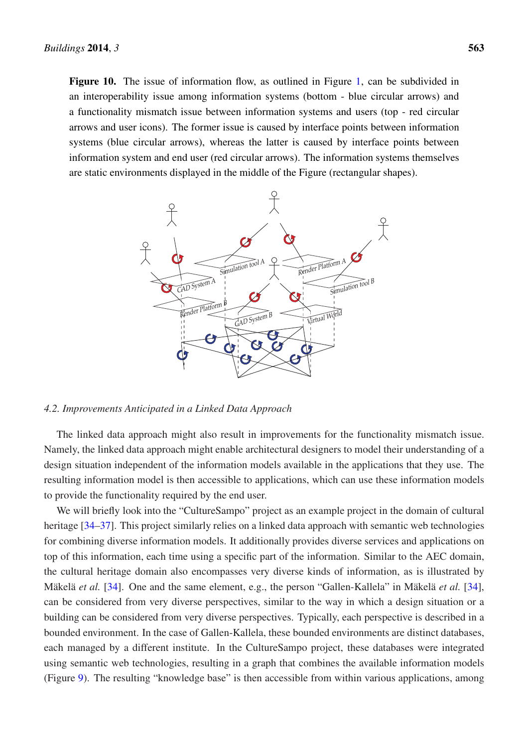**Figure 10.** The issue of information flow, as outlined in Figure 1, can be subdivided in an interoperability issue among information systems (bottom - blue circular arrows) and a functionality mismatch issue between information systems and users (top - red circular arrows and user icons). The former issue is caused by interface points between information systems (blue circular arrows), whereas the latter is caused by interface points between information system and end user (red circular arrows). The information systems themselves are static environments displayed in the middle of the Figure (rectangular shapes).

### 4.2. Improvements Anticipated in a Linked Data Approach

The linked data approach might also result in improvements for the functionality mismatch issue. Namely, the linked data approach might enable architectural designers to model their understanding of a design situation independent of the information models available in the applications that they use. The resulting information model is then accessible to applications, which can use these information models to provide the functionality required by the end user.

We will briefly look into the "CultureSampo" project as an example project in the domain of cultural heritage [34–37]. This project similarly relies on a linked data approach with semantic web technologies for combining diverse information models. It additionally provides diverse services and applications on top of this information, each time using a specific part of the information. Similar to the AEC domain, the cultural heritage domain also encompasses very diverse kinds of information, as is illustrated by Mäkelä *et al.* [34]. One and the same element, e.g., the person "Gallen-Kallela" in Mäkelä *et al.* [34], can be considered from very diverse perspectives, similar to the way in which a design situation or a building can be considered from very diverse perspectives. Typically, each perspective is described in a bounded environment. In the case of Gallen-Kallela, these bounded environments are distinct databases, each managed by a different institute. In the CultureSampo project, these databases were integrated using semantic web technologies, resulting in a graph that combines the available information models (Figure 9). The resulting "knowledge base" is then accessible from within various applications, among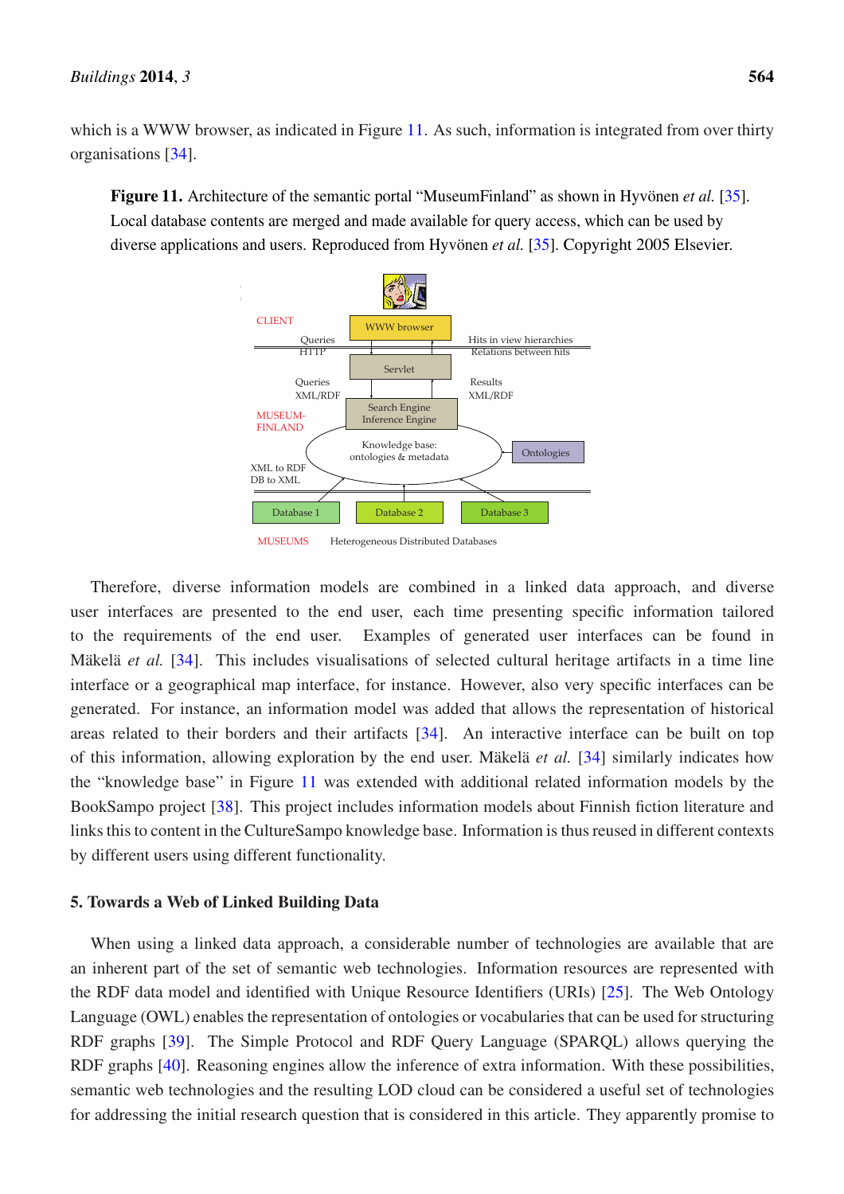which is a WWW browser, as indicated in Figure 11. As such, information is integrated from over thirty organisations [34].

**Figure 11.** Architecture of the semantic portal "MuseumFinland" as shown in Hyvönen *et al.* [35]. Local database contents are merged and made available for query access, which can be used by diverse applications and users. Reproduced from Hyvönen *et al.* [35]. Copyright 2005 Elsevier.

CLIENT

WWW browser

Queries HTTP

Hits in view hierarchies Relations between hits

Servlet

Queries XML/RDF

Results XML/RDF

MUSEUM-FINLAND

Search Engine Inference Engine

Knowledge base: ontologies & metadata

Ontologies

XML to RDF DB to XML

Database 1

Database 2

Database 3

MUSEUMS

Heterogeneous Distributed Databases

Therefore, diverse information models are combined in a linked data approach, and diverse user interfaces are presented to the end user, each time presenting specific information tailored to the requirements of the end user. Examples of generated user interfaces can be found in Mäkelä *et al.* [34]. This includes visualisations of selected cultural heritage artifacts in a time line interface or a geographical map interface, for instance. However, also very specific interfaces can be generated. For instance, an information model was added that allows the representation of historical areas related to their borders and their artifacts [34]. An interactive interface can be built on top of this information, allowing exploration by the end user. Mäkelä *et al.* [34] similarly indicates how the "knowledge base" in Figure 11 was extended with additional related information models by the BookSampo project [38]. This project includes information models about Finnish fiction literature and links this to content in the CultureSampo knowledge base. Information is thus reused in different contexts by different users using different functionality.

## 5. Towards a Web of Linked Building Data

When using a linked data approach, a considerable number of technologies are available that are an inherent part of the set of semantic web technologies. Information resources are represented with the RDF data model and identified with Unique Resource Identifiers (URIs) [25]. The Web Ontology Language (OWL) enables the representation of ontologies or vocabularies that can be used for structuring RDF graphs [39]. The Simple Protocol and RDF Query Language (SPARQL) allows querying the RDF graphs [40]. Reasoning engines allow the inference of extra information. With these possibilities, semantic web technologies and the resulting LOD cloud can be considered a useful set of technologies for addressing the initial research question that is considered in this article. They apparently promise to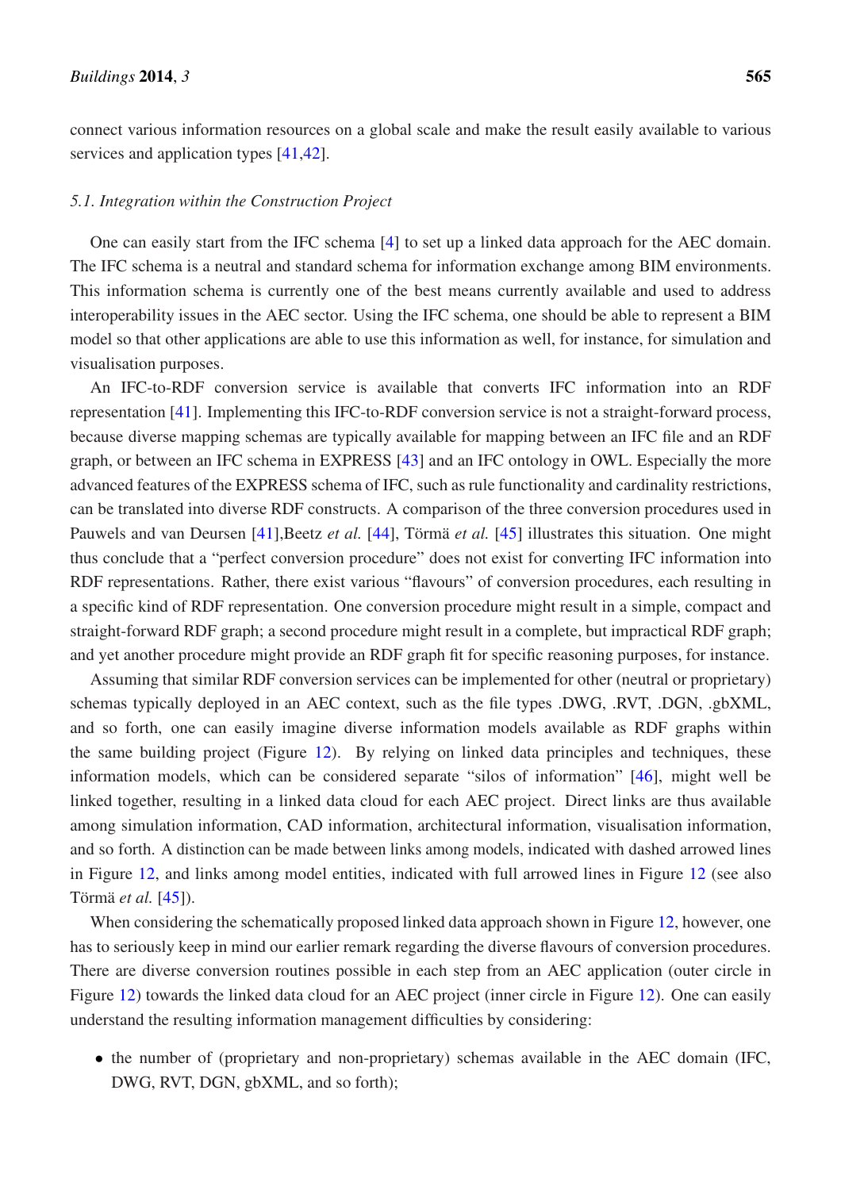connect various information resources on a global scale and make the result easily available to various services and application types [41,42].

### 5.1. Integration within the Construction Project

One can easily start from the IFC schema [4] to set up a linked data approach for the AEC domain. The IFC schema is a neutral and standard schema for information exchange among BIM environments. This information schema is currently one of the best means currently available and used to address interoperability issues in the AEC sector. Using the IFC schema, one should be able to represent a BIM model so that other applications are able to use this information as well, for instance, for simulation and visualisation purposes.

An IFC-to-RDF conversion service is available that converts IFC information into an RDF representation [41]. Implementing this IFC-to-RDF conversion service is not a straight-forward process, because diverse mapping schemas are typically available for mapping between an IFC file and an RDF graph, or between an IFC schema in EXPRESS [43] and an IFC ontology in OWL. Especially the more advanced features of the EXPRESS schema of IFC, such as rule functionality and cardinality restrictions, can be translated into diverse RDF constructs. A comparison of the three conversion procedures used in Pauwels and van Deursen [41],Beetz *et al.* [44], Törmä *et al.* [45] illustrates this situation. One might thus conclude that a "perfect conversion procedure" does not exist for converting IFC information into RDF representations. Rather, there exist various "flavours" of conversion procedures, each resulting in a specific kind of RDF representation. One conversion procedure might result in a simple, compact and straight-forward RDF graph; a second procedure might result in a complete, but impractical RDF graph; and yet another procedure might provide an RDF graph fit for specific reasoning purposes, for instance.

Assuming that similar RDF conversion services can be implemented for other (neutral or proprietary) schemas typically deployed in an AEC context, such as the file types .DWG, .RVT, .DGN, .gbXML, and so forth, one can easily imagine diverse information models available as RDF graphs within the same building project (Figure 12). By relying on linked data principles and techniques, these information models, which can be considered separate "silos of information" [46], might well be linked together, resulting in a linked data cloud for each AEC project. Direct links are thus available among simulation information, CAD information, architectural information, visualisation information, and so forth. A distinction can be made between links among models, indicated with dashed arrowed lines in Figure 12, and links among model entities, indicated with full arrowed lines in Figure 12 (see also Törmä *et al.* [45]).

When considering the schematically proposed linked data approach shown in Figure 12, however, one has to seriously keep in mind our earlier remark regarding the diverse flavours of conversion procedures. There are diverse conversion routines possible in each step from an AEC application (outer circle in Figure 12) towards the linked data cloud for an AEC project (inner circle in Figure 12). One can easily understand the resulting information management difficulties by considering:

- the number of (proprietary and non-proprietary) schemas available in the AEC domain (IFC, DWG, RVT, DGN, gbXML, and so forth);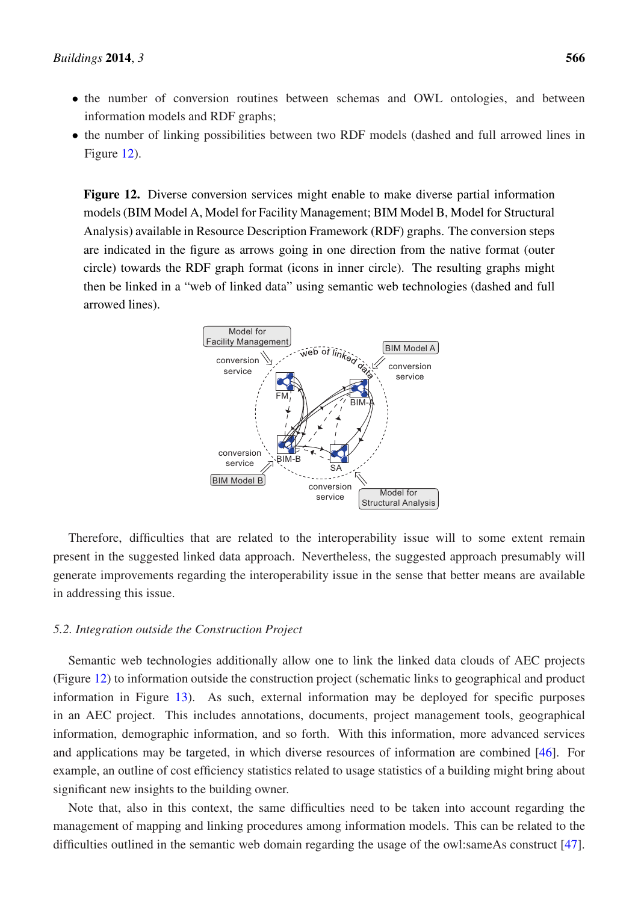- the number of conversion routines between schemas and OWL ontologies, and between information models and RDF graphs;
- the number of linking possibilities between two RDF models (dashed and full arrowed lines in Figure 12).

**Figure 12.** Diverse conversion services might enable to make diverse partial information models (BIM Model A, Model for Facility Management; BIM Model B, Model for Structural Analysis) available in Resource Description Framework (RDF) graphs. The conversion steps are indicated in the figure as arrows going in one direction from the native format (outer circle) towards the RDF graph format (icons in inner circle). The resulting graphs might then be linked in a "web of linked data" using semantic web technologies (dashed and full arrowed lines).

Therefore, difficulties that are related to the interoperability issue will to some extent remain present in the suggested linked data approach. Nevertheless, the suggested approach presumably will generate improvements regarding the interoperability issue in the sense that better means are available in addressing this issue.

### *5.2. Integration outside the Construction Project*

Semantic web technologies additionally allow one to link the linked data clouds of AEC projects (Figure 12) to information outside the construction project (schematic links to geographical and product information in Figure 13). As such, external information may be deployed for specific purposes in an AEC project. This includes annotations, documents, project management tools, geographical information, demographic information, and so forth. With this information, more advanced services and applications may be targeted, in which diverse resources of information are combined [46]. For example, an outline of cost efficiency statistics related to usage statistics of a building might bring about significant new insights to the building owner.

Note that, also in this context, the same difficulties need to be taken into account regarding the management of mapping and linking procedures among information models. This can be related to the difficulties outlined in the semantic web domain regarding the usage of the owl:sameAs construct [47].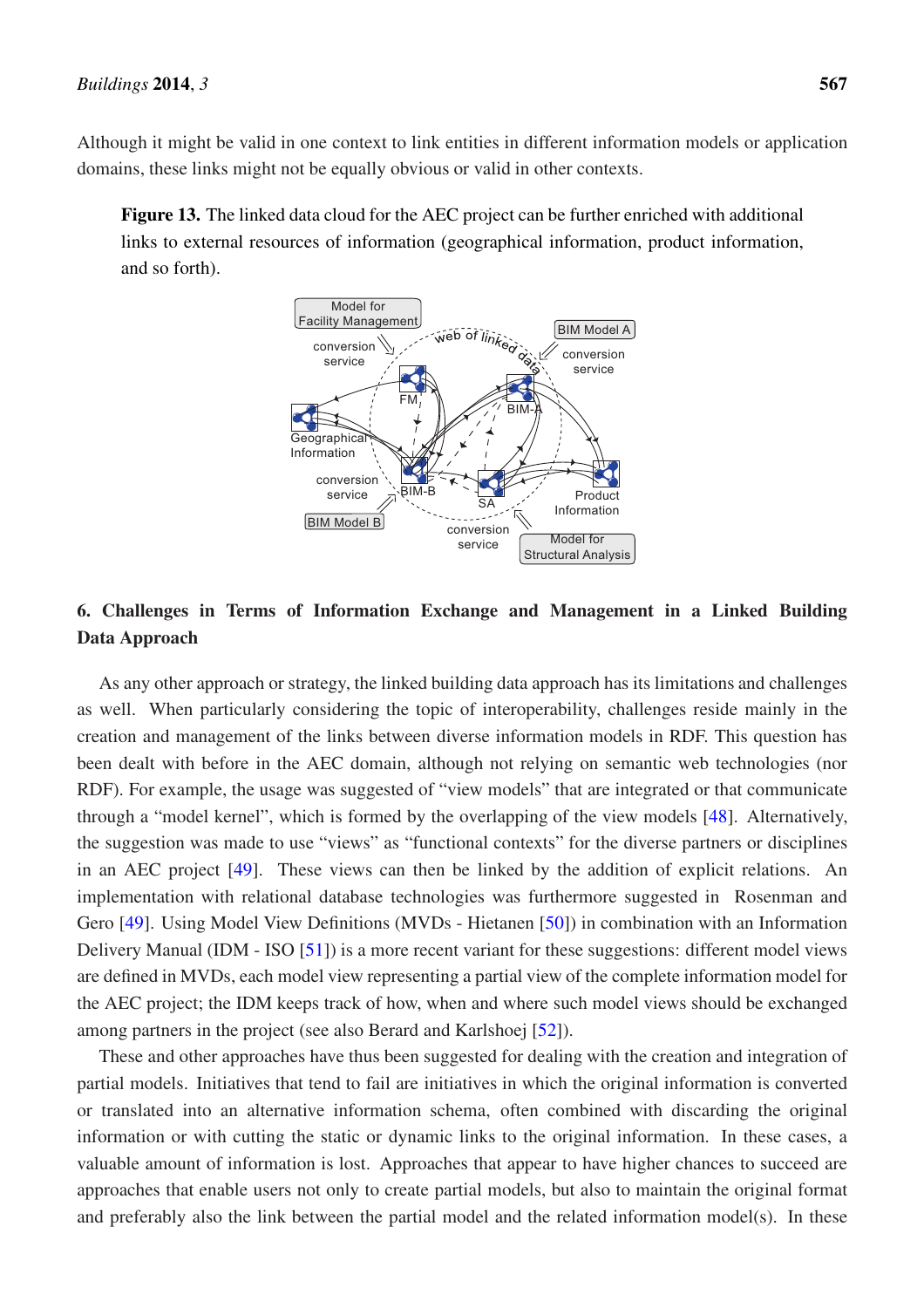Although it might be valid in one context to link entities in different information models or application domains, these links might not be equally obvious or valid in other contexts.

**Figure 13.** The linked data cloud for the AEC project can be further enriched with additional links to external resources of information (geographical information, product information, and so forth).

## 6. Challenges in Terms of Information Exchange and Management in a Linked Building Data Approach

As any other approach or strategy, the linked building data approach has its limitations and challenges as well. When particularly considering the topic of interoperability, challenges reside mainly in the creation and management of the links between diverse information models in RDF. This question has been dealt with before in the AEC domain, although not relying on semantic web technologies (nor RDF). For example, the usage was suggested of "view models" that are integrated or that communicate through a "model kernel", which is formed by the overlapping of the view models [48]. Alternatively, the suggestion was made to use "views" as "functional contexts" for the diverse partners or disciplines in an AEC project [49]. These views can then be linked by the addition of explicit relations. An implementation with relational database technologies was furthermore suggested in Rosenman and Gero [49]. Using Model View Definitions (MVDs - Hietanen [50]) in combination with an Information Delivery Manual (IDM - ISO [51]) is a more recent variant for these suggestions: different model views are defined in MVDs, each model view representing a partial view of the complete information model for the AEC project; the IDM keeps track of how, when and where such model views should be exchanged among partners in the project (see also Berard and Karlshoej [52]).

These and other approaches have thus been suggested for dealing with the creation and integration of partial models. Initiatives that tend to fail are initiatives in which the original information is converted or translated into an alternative information schema, often combined with discarding the original information or with cutting the static or dynamic links to the original information. In these cases, a valuable amount of information is lost. Approaches that appear to have higher chances to succeed are approaches that enable users not only to create partial models, but also to maintain the original format and preferably also the link between the partial model and the related information model(s). In these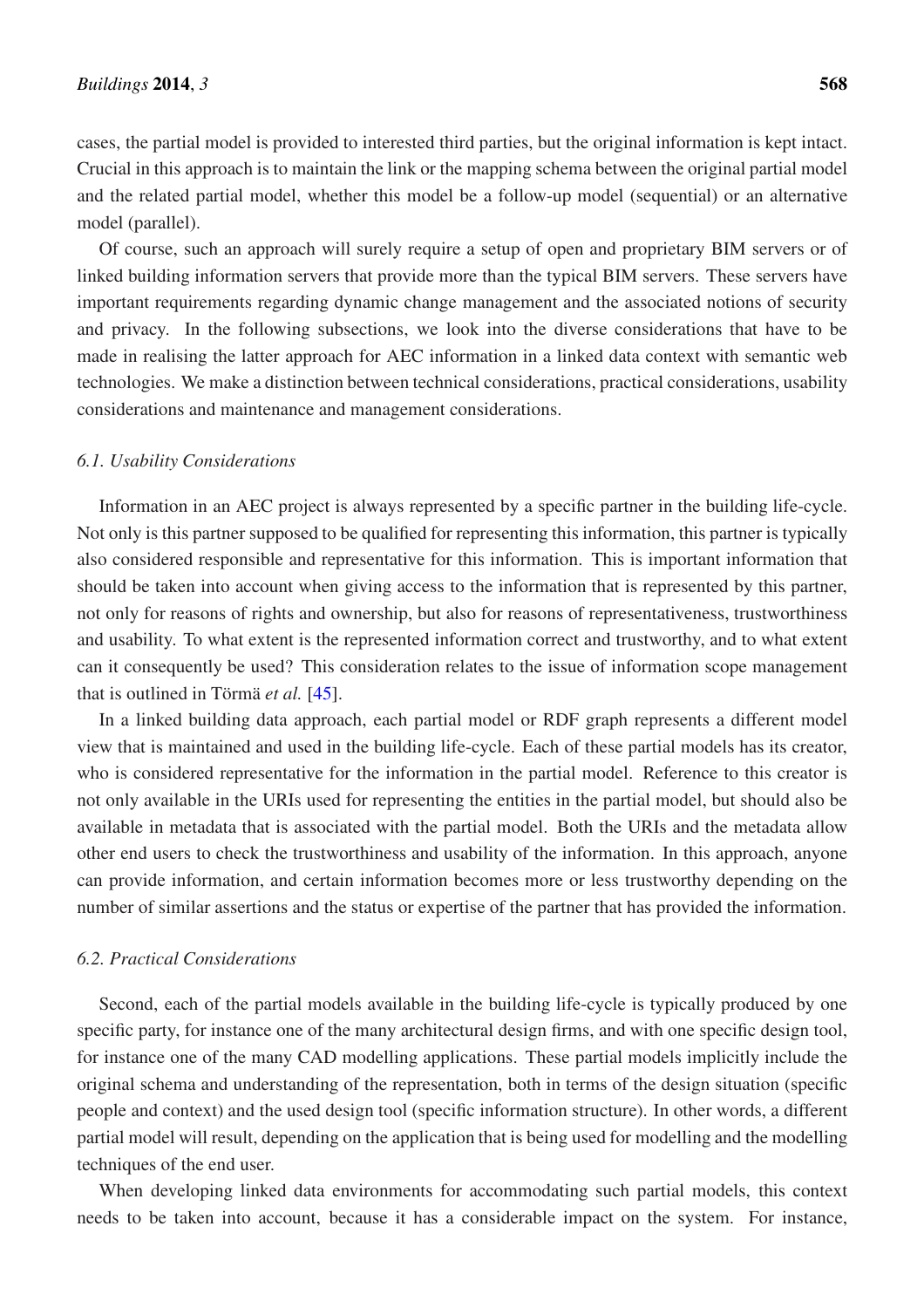cases, the partial model is provided to interested third parties, but the original information is kept intact. Crucial in this approach is to maintain the link or the mapping schema between the original partial model and the related partial model, whether this model be a follow-up model (sequential) or an alternative model (parallel).

Of course, such an approach will surely require a setup of open and proprietary BIM servers or of linked building information servers that provide more than the typical BIM servers. These servers have important requirements regarding dynamic change management and the associated notions of security and privacy. In the following subsections, we look into the diverse considerations that have to be made in realising the latter approach for AEC information in a linked data context with semantic web technologies. We make a distinction between technical considerations, practical considerations, usability considerations and maintenance and management considerations.

### *6.1. Usability Considerations*

Information in an AEC project is always represented by a specific partner in the building life-cycle. Not only is this partner supposed to be qualified for representing this information, this partner is typically also considered responsible and representative for this information. This is important information that should be taken into account when giving access to the information that is represented by this partner, not only for reasons of rights and ownership, but also for reasons of representativeness, trustworthiness and usability. To what extent is the represented information correct and trustworthy, and to what extent can it consequently be used? This consideration relates to the issue of information scope management that is outlined in Törmä *et al.* [45].

In a linked building data approach, each partial model or RDF graph represents a different model view that is maintained and used in the building life-cycle. Each of these partial models has its creator, who is considered representative for the information in the partial model. Reference to this creator is not only available in the URIs used for representing the entities in the partial model, but should also be available in metadata that is associated with the partial model. Both the URIs and the metadata allow other end users to check the trustworthiness and usability of the information. In this approach, anyone can provide information, and certain information becomes more or less trustworthy depending on the number of similar assertions and the status or expertise of the partner that has provided the information.

### *6.2. Practical Considerations*

Second, each of the partial models available in the building life-cycle is typically produced by one specific party, for instance one of the many architectural design firms, and with one specific design tool, for instance one of the many CAD modelling applications. These partial models implicitly include the original schema and understanding of the representation, both in terms of the design situation (specific people and context) and the used design tool (specific information structure). In other words, a different partial model will result, depending on the application that is being used for modelling and the modelling techniques of the end user.

When developing linked data environments for accommodating such partial models, this context needs to be taken into account, because it has a considerable impact on the system. For instance,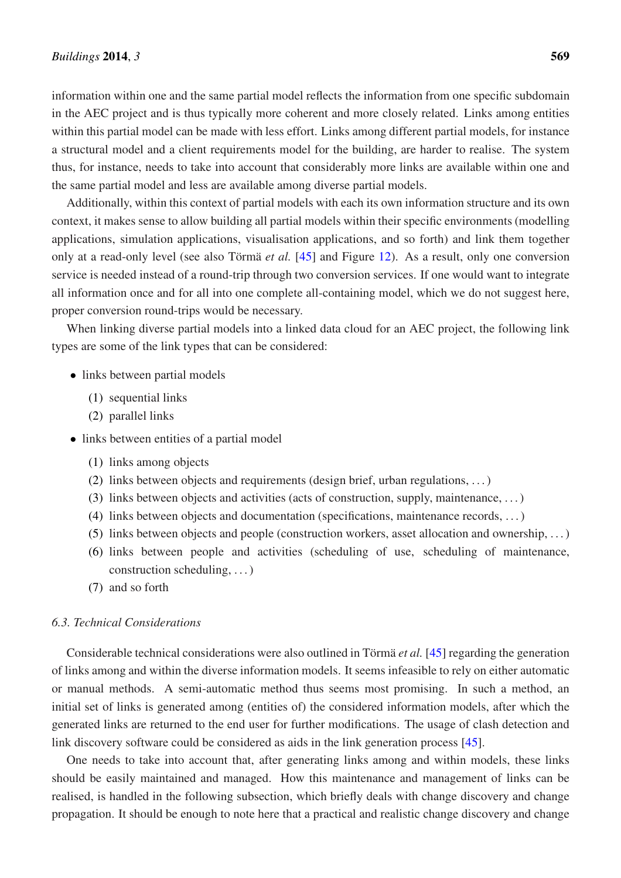information within one and the same partial model reflects the information from one specific subdomain in the AEC project and is thus typically more coherent and more closely related. Links among entities within this partial model can be made with less effort. Links among different partial models, for instance a structural model and a client requirements model for the building, are harder to realise. The system thus, for instance, needs to take into account that considerably more links are available within one and the same partial model and less are available among diverse partial models.

Additionally, within this context of partial models with each its own information structure and its own context, it makes sense to allow building all partial models within their specific environments (modelling applications, simulation applications, visualisation applications, and so forth) and link them together only at a read-only level (see also Törmä *et al.* [45] and Figure 12). As a result, only one conversion service is needed instead of a round-trip through two conversion services. If one would want to integrate all information once and for all into one complete all-containing model, which we do not suggest here, proper conversion round-trips would be necessary.

When linking diverse partial models into a linked data cloud for an AEC project, the following link types are some of the link types that can be considered:

- links between partial models
  (1) sequential links
  (2) parallel links
- links between entities of a partial model
  (1) links among objects
  (2) links between objects and requirements (design brief, urban regulations, ...)
  (3) links between objects and activities (acts of construction, supply, maintenance, ...)
  (4) links between objects and documentation (specifications, maintenance records, ...)
  (5) links between objects and people (construction workers, asset allocation and ownership, ...)
  (6) links between people and activities (scheduling of use, scheduling of maintenance, construction scheduling, ...)
  (7) and so forth

### 6.3. Technical Considerations

Considerable technical considerations were also outlined in Törmä *et al.* [45] regarding the generation of links among and within the diverse information models. It seems infeasible to rely on either automatic or manual methods. A semi-automatic method thus seems most promising. In such a method, an initial set of links is generated among (entities of) the considered information models, after which the generated links are returned to the end user for further modifications. The usage of clash detection and link discovery software could be considered as aids in the link generation process [45].

One needs to take into account that, after generating links among and within models, these links should be easily maintained and managed. How this maintenance and management of links can be realised, is handled in the following subsection, which briefly deals with change discovery and change propagation. It should be enough to note here that a practical and realistic change discovery and change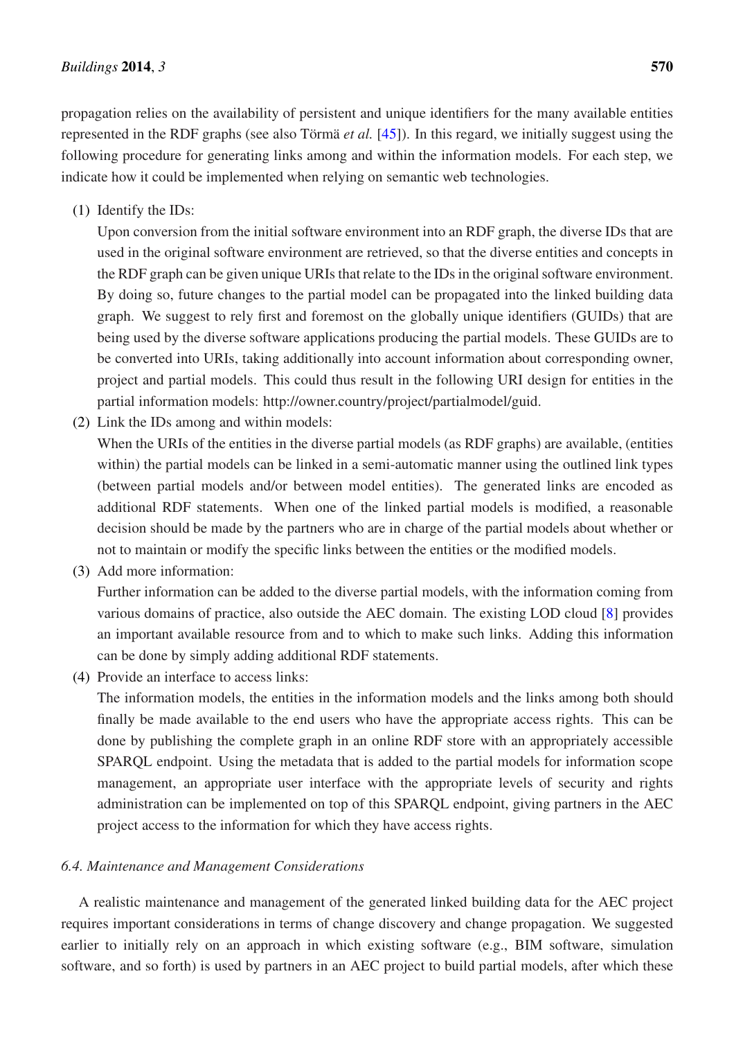propagation relies on the availability of persistent and unique identifiers for the many available entities represented in the RDF graphs (see also Törmä *et al.* [45]). In this regard, we initially suggest using the following procedure for generating links among and within the information models. For each step, we indicate how it could be implemented when relying on semantic web technologies.

(1) Identify the IDs:
Upon conversion from the initial software environment into an RDF graph, the diverse IDs that are used in the original software environment are retrieved, so that the diverse entities and concepts in the RDF graph can be given unique URIs that relate to the IDs in the original software environment. By doing so, future changes to the partial model can be propagated into the linked building data graph. We suggest to rely first and foremost on the globally unique identifiers (GUIDs) that are being used by the diverse software applications producing the partial models. These GUIDs are to be converted into URIs, taking additionally into account information about corresponding owner, project and partial models. This could thus result in the following URI design for entities in the partial information models: http://owner.country/project/partialmodel/guid.

(2) Link the IDs among and within models:
When the URIs of the entities in the diverse partial models (as RDF graphs) are available, (entities within) the partial models can be linked in a semi-automatic manner using the outlined link types (between partial models and/or between model entities). The generated links are encoded as additional RDF statements. When one of the linked partial models is modified, a reasonable decision should be made by the partners who are in charge of the partial models about whether or not to maintain or modify the specific links between the entities or the modified models.

(3) Add more information:
Further information can be added to the diverse partial models, with the information coming from various domains of practice, also outside the AEC domain. The existing LOD cloud [8] provides an important available resource from and to which to make such links. Adding this information can be done by simply adding additional RDF statements.

(4) Provide an interface to access links:
The information models, the entities in the information models and the links among both should finally be made available to the end users who have the appropriate access rights. This can be done by publishing the complete graph in an online RDF store with an appropriately accessible SPARQL endpoint. Using the metadata that is added to the partial models for information scope management, an appropriate user interface with the appropriate levels of security and rights administration can be implemented on top of this SPARQL endpoint, giving partners in the AEC project access to the information for which they have access rights.

### *6.4. Maintenance and Management Considerations*

A realistic maintenance and management of the generated linked building data for the AEC project requires important considerations in terms of change discovery and change propagation. We suggested earlier to initially rely on an approach in which existing software (e.g., BIM software, simulation software, and so forth) is used by partners in an AEC project to build partial models, after which these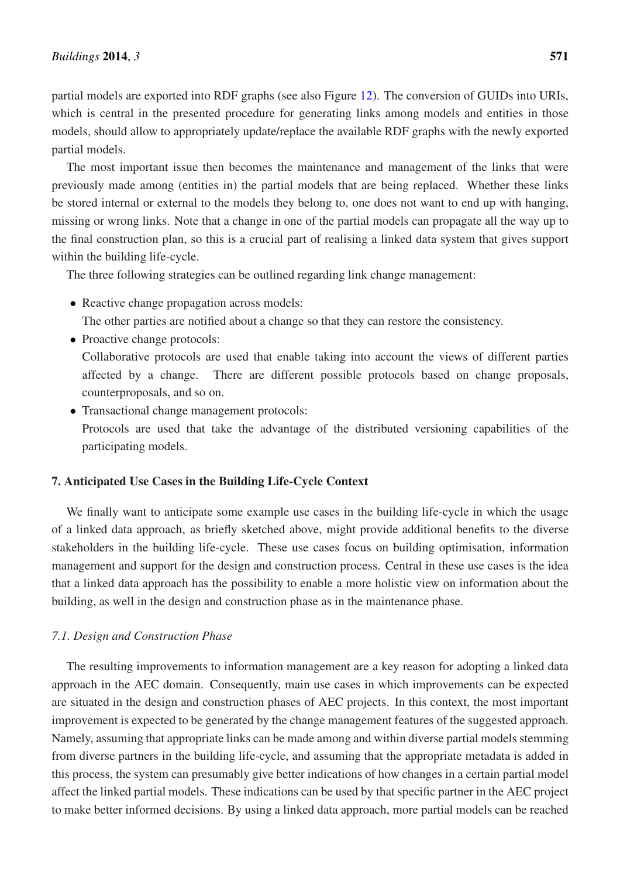partial models are exported into RDF graphs (see also Figure 12). The conversion of GUIDs into URIs, which is central in the presented procedure for generating links among models and entities in those models, should allow to appropriately update/replace the available RDF graphs with the newly exported partial models.

The most important issue then becomes the maintenance and management of the links that were previously made among (entities in) the partial models that are being replaced. Whether these links be stored internal or external to the models they belong to, one does not want to end up with hanging, missing or wrong links. Note that a change in one of the partial models can propagate all the way up to the final construction plan, so this is a crucial part of realising a linked data system that gives support within the building life-cycle.

The three following strategies can be outlined regarding link change management:

- Reactive change propagation across models:
  The other parties are notified about a change so that they can restore the consistency.
- Proactive change protocols:
  Collaborative protocols are used that enable taking into account the views of different parties affected by a change. There are different possible protocols based on change proposals, counterproposals, and so on.
- Transactional change management protocols:
  Protocols are used that take the advantage of the distributed versioning capabilities of the participating models.

## 7. Anticipated Use Cases in the Building Life-Cycle Context

We finally want to anticipate some example use cases in the building life-cycle in which the usage of a linked data approach, as briefly sketched above, might provide additional benefits to the diverse stakeholders in the building life-cycle. These use cases focus on building optimisation, information management and support for the design and construction process. Central in these use cases is the idea that a linked data approach has the possibility to enable a more holistic view on information about the building, as well in the design and construction phase as in the maintenance phase.

### *7.1. Design and Construction Phase*

The resulting improvements to information management are a key reason for adopting a linked data approach in the AEC domain. Consequently, main use cases in which improvements can be expected are situated in the design and construction phases of AEC projects. In this context, the most important improvement is expected to be generated by the change management features of the suggested approach. Namely, assuming that appropriate links can be made among and within diverse partial models stemming from diverse partners in the building life-cycle, and assuming that the appropriate metadata is added in this process, the system can presumably give better indications of how changes in a certain partial model affect the linked partial models. These indications can be used by that specific partner in the AEC project to make better informed decisions. By using a linked data approach, more partial models can be reached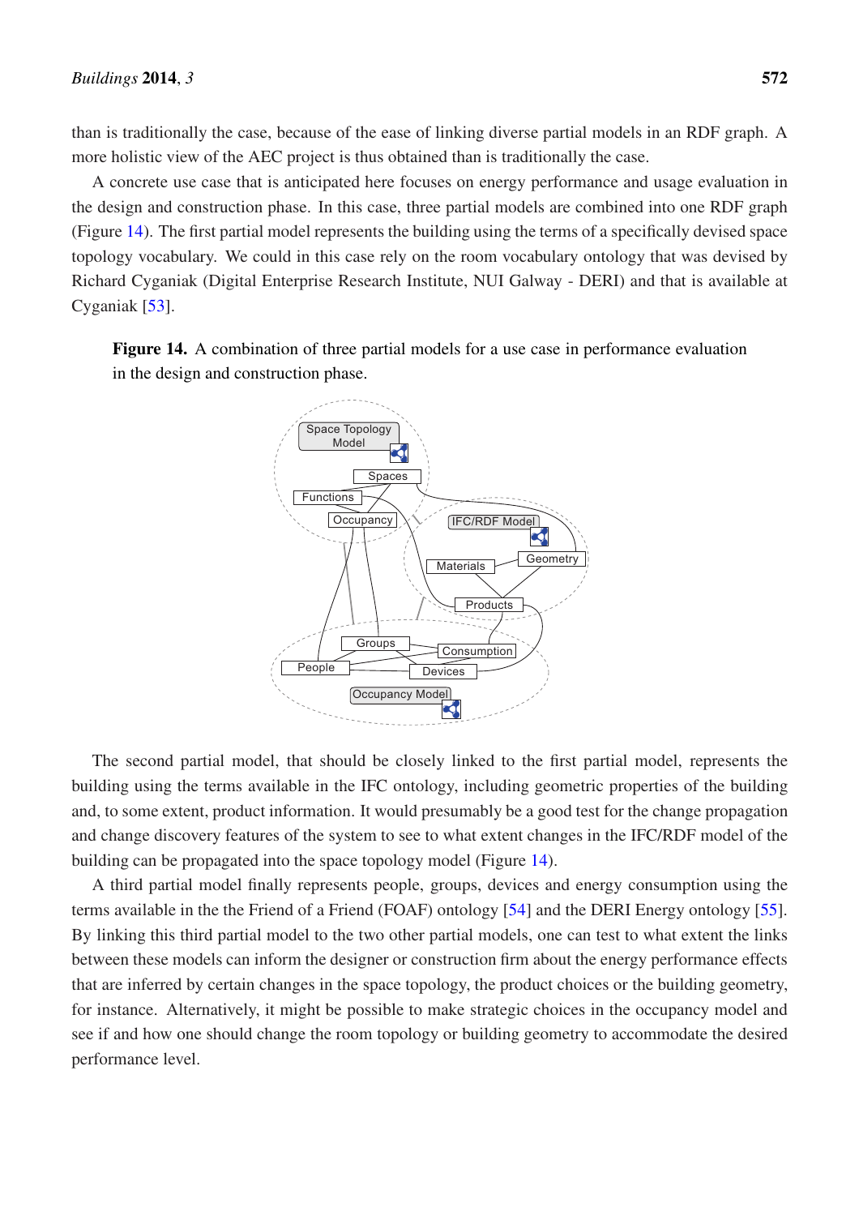than is traditionally the case, because of the ease of linking diverse partial models in an RDF graph. A more holistic view of the AEC project is thus obtained than is traditionally the case.

A concrete use case that is anticipated here focuses on energy performance and usage evaluation in the design and construction phase. In this case, three partial models are combined into one RDF graph (Figure 14). The first partial model represents the building using the terms of a specifically devised space topology vocabulary. We could in this case rely on the room vocabulary ontology that was devised by Richard Cyganiak (Digital Enterprise Research Institute, NUI Galway - DERI) and that is available at Cyganiak [53].

**Figure 14.** A combination of three partial models for a use case in performance evaluation in the design and construction phase.

The second partial model, that should be closely linked to the first partial model, represents the building using the terms available in the IFC ontology, including geometric properties of the building and, to some extent, product information. It would presumably be a good test for the change propagation and change discovery features of the system to see to what extent changes in the IFC/RDF model of the building can be propagated into the space topology model (Figure 14).

A third partial model finally represents people, groups, devices and energy consumption using the terms available in the the Friend of a Friend (FOAF) ontology [54] and the DERI Energy ontology [55]. By linking this third partial model to the two other partial models, one can test to what extent the links between these models can inform the designer or construction firm about the energy performance effects that are inferred by certain changes in the space topology, the product choices or the building geometry, for instance. Alternatively, it might be possible to make strategic choices in the occupancy model and see if and how one should change the room topology or building geometry to accommodate the desired performance level.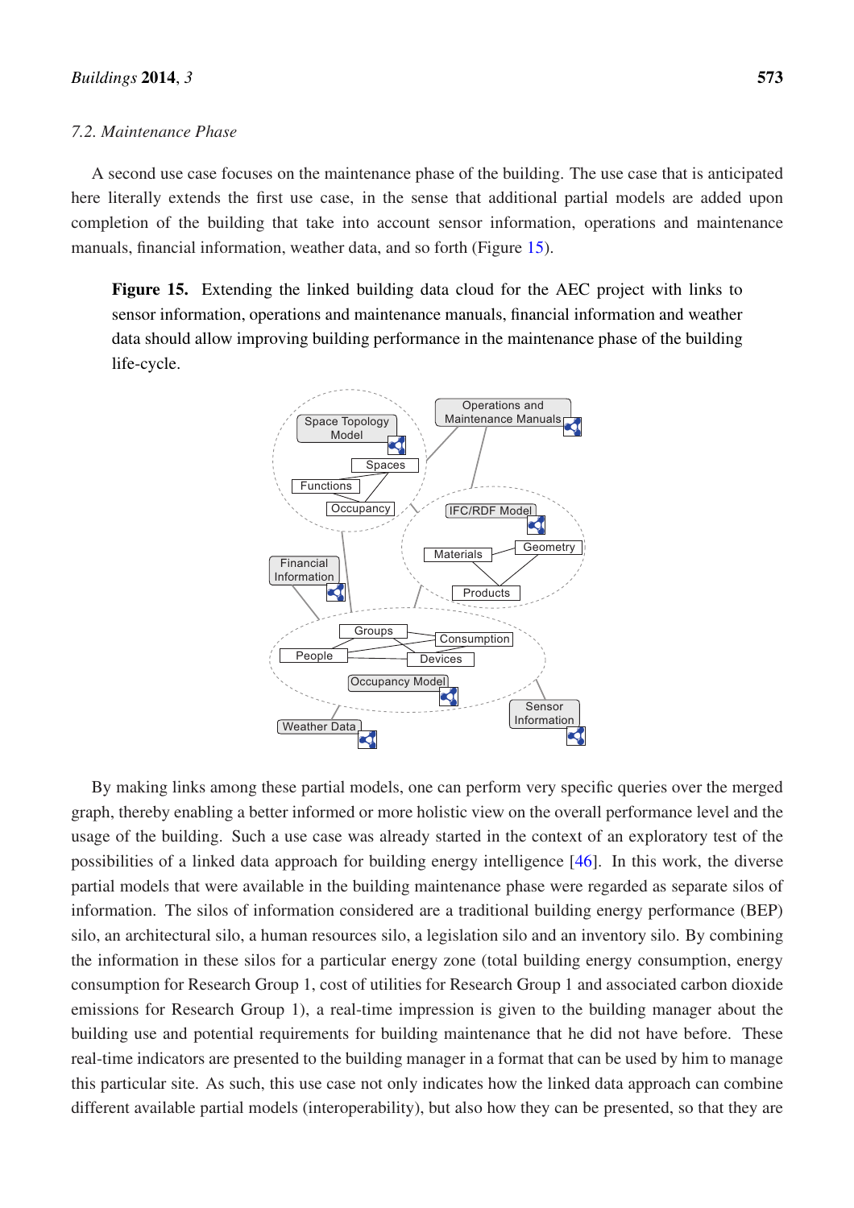### 7.2. Maintenance Phase

A second use case focuses on the maintenance phase of the building. The use case that is anticipated here literally extends the first use case, in the sense that additional partial models are added upon completion of the building that take into account sensor information, operations and maintenance manuals, financial information, weather data, and so forth (Figure 15).

**Figure 15.** Extending the linked building data cloud for the AEC project with links to sensor information, operations and maintenance manuals, financial information and weather data should allow improving building performance in the maintenance phase of the building life-cycle.

By making links among these partial models, one can perform very specific queries over the merged graph, thereby enabling a better informed or more holistic view on the overall performance level and the usage of the building. Such a use case was already started in the context of an exploratory test of the possibilities of a linked data approach for building energy intelligence [46]. In this work, the diverse partial models that were available in the building maintenance phase were regarded as separate silos of information. The silos of information considered are a traditional building energy performance (BEP) silo, an architectural silo, a human resources silo, a legislation silo and an inventory silo. By combining the information in these silos for a particular energy zone (total building energy consumption, energy consumption for Research Group 1, cost of utilities for Research Group 1 and associated carbon dioxide emissions for Research Group 1), a real-time impression is given to the building manager about the building use and potential requirements for building maintenance that he did not have before. These real-time indicators are presented to the building manager in a format that can be used by him to manage this particular site. As such, this use case not only indicates how the linked data approach can combine different available partial models (interoperability), but also how they can be presented, so that they are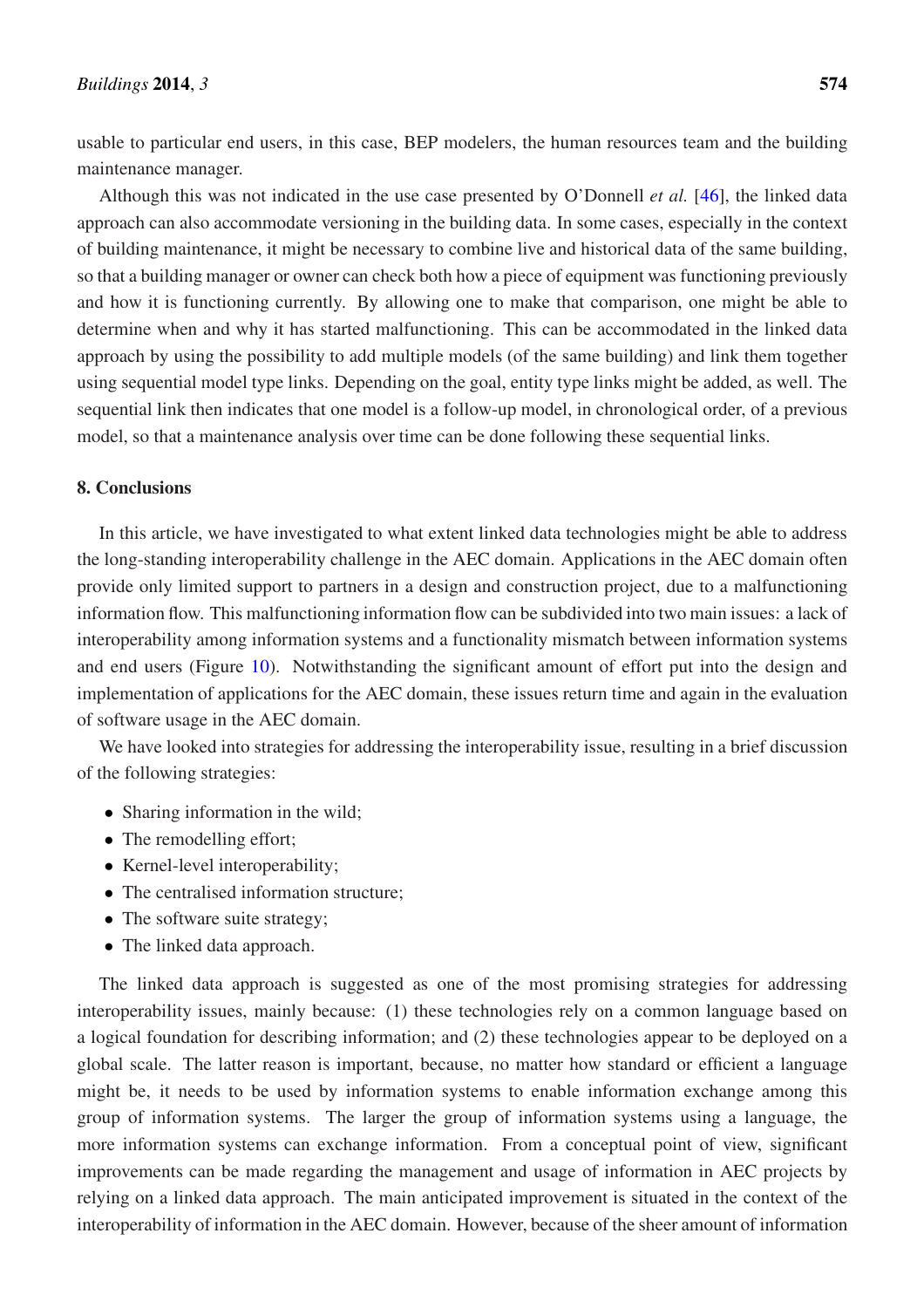usable to particular end users, in this case, BEP modelers, the human resources team and the building maintenance manager.

Although this was not indicated in the use case presented by O'Donnell *et al.* [46], the linked data approach can also accommodate versioning in the building data. In some cases, especially in the context of building maintenance, it might be necessary to combine live and historical data of the same building, so that a building manager or owner can check both how a piece of equipment was functioning previously and how it is functioning currently. By allowing one to make that comparison, one might be able to determine when and why it has started malfunctioning. This can be accommodated in the linked data approach by using the possibility to add multiple models (of the same building) and link them together using sequential model type links. Depending on the goal, entity type links might be added, as well. The sequential link then indicates that one model is a follow-up model, in chronological order, of a previous model, so that a maintenance analysis over time can be done following these sequential links.

## 8. Conclusions

In this article, we have investigated to what extent linked data technologies might be able to address the long-standing interoperability challenge in the AEC domain. Applications in the AEC domain often provide only limited support to partners in a design and construction project, due to a malfunctioning information flow. This malfunctioning information flow can be subdivided into two main issues: a lack of interoperability among information systems and a functionality mismatch between information systems and end users (Figure 10). Notwithstanding the significant amount of effort put into the design and implementation of applications for the AEC domain, these issues return time and again in the evaluation of software usage in the AEC domain.

We have looked into strategies for addressing the interoperability issue, resulting in a brief discussion of the following strategies:

- Sharing information in the wild;
- The remodelling effort;
- Kernel-level interoperability;
- The centralised information structure;
- The software suite strategy;
- The linked data approach.

The linked data approach is suggested as one of the most promising strategies for addressing interoperability issues, mainly because: (1) these technologies rely on a common language based on a logical foundation for describing information; and (2) these technologies appear to be deployed on a global scale. The latter reason is important, because, no matter how standard or efficient a language might be, it needs to be used by information systems to enable information exchange among this group of information systems. The larger the group of information systems using a language, the more information systems can exchange information. From a conceptual point of view, significant improvements can be made regarding the management and usage of information in AEC projects by relying on a linked data approach. The main anticipated improvement is situated in the context of the interoperability of information in the AEC domain. However, because of the sheer amount of information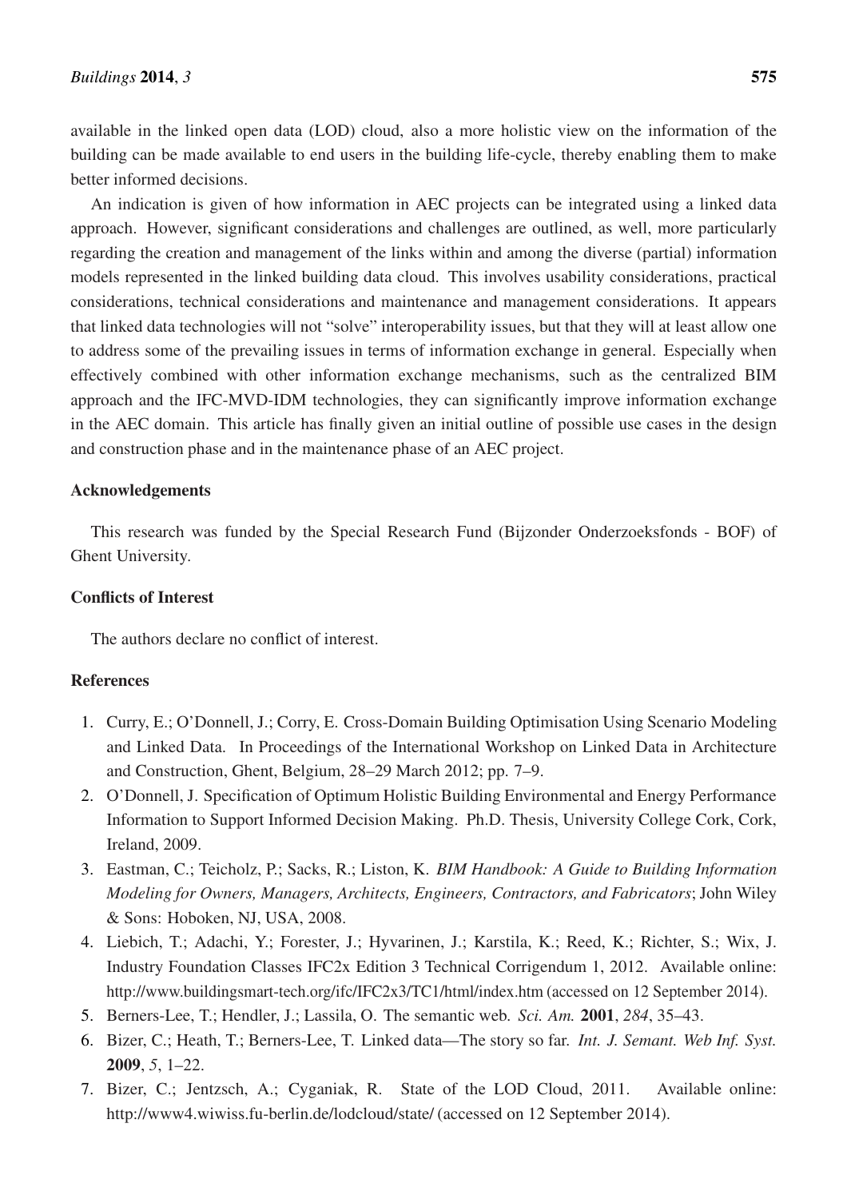available in the linked open data (LOD) cloud, also a more holistic view on the information of the building can be made available to end users in the building life-cycle, thereby enabling them to make better informed decisions.

An indication is given of how information in AEC projects can be integrated using a linked data approach. However, significant considerations and challenges are outlined, as well, more particularly regarding the creation and management of the links within and among the diverse (partial) information models represented in the linked building data cloud. This involves usability considerations, practical considerations, technical considerations and maintenance and management considerations. It appears that linked data technologies will not "solve" interoperability issues, but that they will at least allow one to address some of the prevailing issues in terms of information exchange in general. Especially when effectively combined with other information exchange mechanisms, such as the centralized BIM approach and the IFC-MVD-IDM technologies, they can significantly improve information exchange in the AEC domain. This article has finally given an initial outline of possible use cases in the design and construction phase and in the maintenance phase of an AEC project.

## Acknowledgements

This research was funded by the Special Research Fund (Bijzonder Onderzoeksfonds - BOF) of Ghent University.

## Conflicts of Interest

The authors declare no conflict of interest.

## References

1. Curry, E.; O'Donnell, J.; Corry, E. Cross-Domain Building Optimisation Using Scenario Modeling and Linked Data. In Proceedings of the International Workshop on Linked Data in Architecture and Construction, Ghent, Belgium, 28–29 March 2012; pp. 7–9.
2. O'Donnell, J. Specification of Optimum Holistic Building Environmental and Energy Performance Information to Support Informed Decision Making. Ph.D. Thesis, University College Cork, Cork, Ireland, 2009.
3. Eastman, C.; Teicholz, P.; Sacks, R.; Liston, K. *BIM Handbook: A Guide to Building Information Modeling for Owners, Managers, Architects, Engineers, Contractors, and Fabricators*; John Wiley & Sons: Hoboken, NJ, USA, 2008.
4. Liebich, T.; Adachi, Y.; Forester, J.; Hyvarinen, J.; Karstila, K.; Reed, K.; Richter, S.; Wix, J. Industry Foundation Classes IFC2x Edition 3 Technical Corrigendum 1, 2012. Available online: http://www.buildingsmart-tech.org/ifc/IFC2x3/TC1/html/index.htm (accessed on 12 September 2014).
5. Berners-Lee, T.; Hendler, J.; Lassila, O. The semantic web. *Sci. Am.* **2001**, *284*, 35–43.
6. Bizer, C.; Heath, T.; Berners-Lee, T. Linked data—The story so far. *Int. J. Semant. Web Inf. Syst.* **2009**, *5*, 1–22.
7. Bizer, C.; Jentzsch, A.; Cyganiak, R. State of the LOD Cloud, 2011. Available online: http://www4.wiwiss.fu-berlin.de/lodcloud/state/ (accessed on 12 September 2014).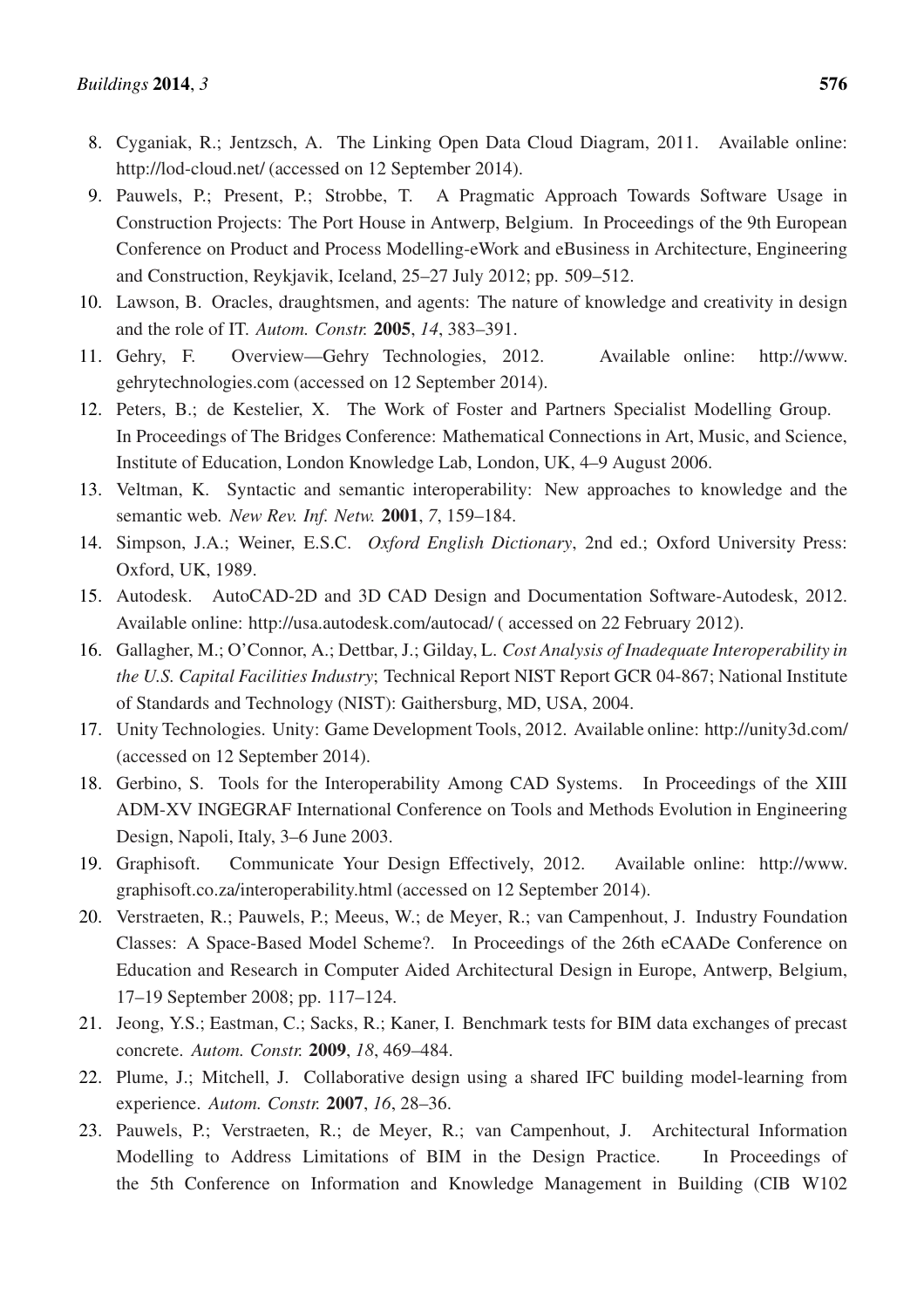8. Cyganiak, R.; Jentzsch, A. The Linking Open Data Cloud Diagram, 2011. Available online: http://lod-cloud.net/ (accessed on 12 September 2014).
9. Pauwels, P.; Present, P.; Strobbe, T. A Pragmatic Approach Towards Software Usage in Construction Projects: The Port House in Antwerp, Belgium. In Proceedings of the 9th European Conference on Product and Process Modelling-eWork and eBusiness in Architecture, Engineering and Construction, Reykjavik, Iceland, 25–27 July 2012; pp. 509–512.
10. Lawson, B. Oracles, draughtsmen, and agents: The nature of knowledge and creativity in design and the role of IT. *Autom. Constr.* **2005**, *14*, 383–391.
11. Gehry, F. Overview—Gehry Technologies, 2012. Available online: http://www.gehrytechnologies.com (accessed on 12 September 2014).
12. Peters, B.; de Kestelier, X. The Work of Foster and Partners Specialist Modelling Group. In Proceedings of The Bridges Conference: Mathematical Connections in Art, Music, and Science, Institute of Education, London Knowledge Lab, London, UK, 4–9 August 2006.
13. Veltman, K. Syntactic and semantic interoperability: New approaches to knowledge and the semantic web. *New Rev. Inf. Netw.* **2001**, *7*, 159–184.
14. Simpson, J.A.; Weiner, E.S.C. *Oxford English Dictionary*, 2nd ed.; Oxford University Press: Oxford, UK, 1989.
15. Autodesk. AutoCAD-2D and 3D CAD Design and Documentation Software-Autodesk, 2012. Available online: http://usa.autodesk.com/autocad/ ( accessed on 22 February 2012).
16. Gallagher, M.; O'Connor, A.; Dettbar, J.; Gilday, L. *Cost Analysis of Inadequate Interoperability in the U.S. Capital Facilities Industry*; Technical Report NIST Report GCR 04-867; National Institute of Standards and Technology (NIST): Gaithersburg, MD, USA, 2004.
17. Unity Technologies. Unity: Game Development Tools, 2012. Available online: http://unity3d.com/ (accessed on 12 September 2014).
18. Gerbino, S. Tools for the Interoperability Among CAD Systems. In Proceedings of the XIII ADM-XV INGEGRAF International Conference on Tools and Methods Evolution in Engineering Design, Napoli, Italy, 3–6 June 2003.
19. Graphisoft. Communicate Your Design Effectively, 2012. Available online: http://www.graphisoft.co.za/interoperability.html (accessed on 12 September 2014).
20. Verstraeten, R.; Pauwels, P.; Meeus, W.; de Meyer, R.; van Campenhout, J. Industry Foundation Classes: A Space-Based Model Scheme?. In Proceedings of the 26th eCAADe Conference on Education and Research in Computer Aided Architectural Design in Europe, Antwerp, Belgium, 17–19 September 2008; pp. 117–124.
21. Jeong, Y.S.; Eastman, C.; Sacks, R.; Kaner, I. Benchmark tests for BIM data exchanges of precast concrete. *Autom. Constr.* **2009**, *18*, 469–484.
22. Plume, J.; Mitchell, J. Collaborative design using a shared IFC building model-learning from experience. *Autom. Constr.* **2007**, *16*, 28–36.
23. Pauwels, P.; Verstraeten, R.; de Meyer, R.; van Campenhout, J. Architectural Information Modelling to Address Limitations of BIM in the Design Practice. In Proceedings of the 5th Conference on Information and Knowledge Management in Building (CIB W102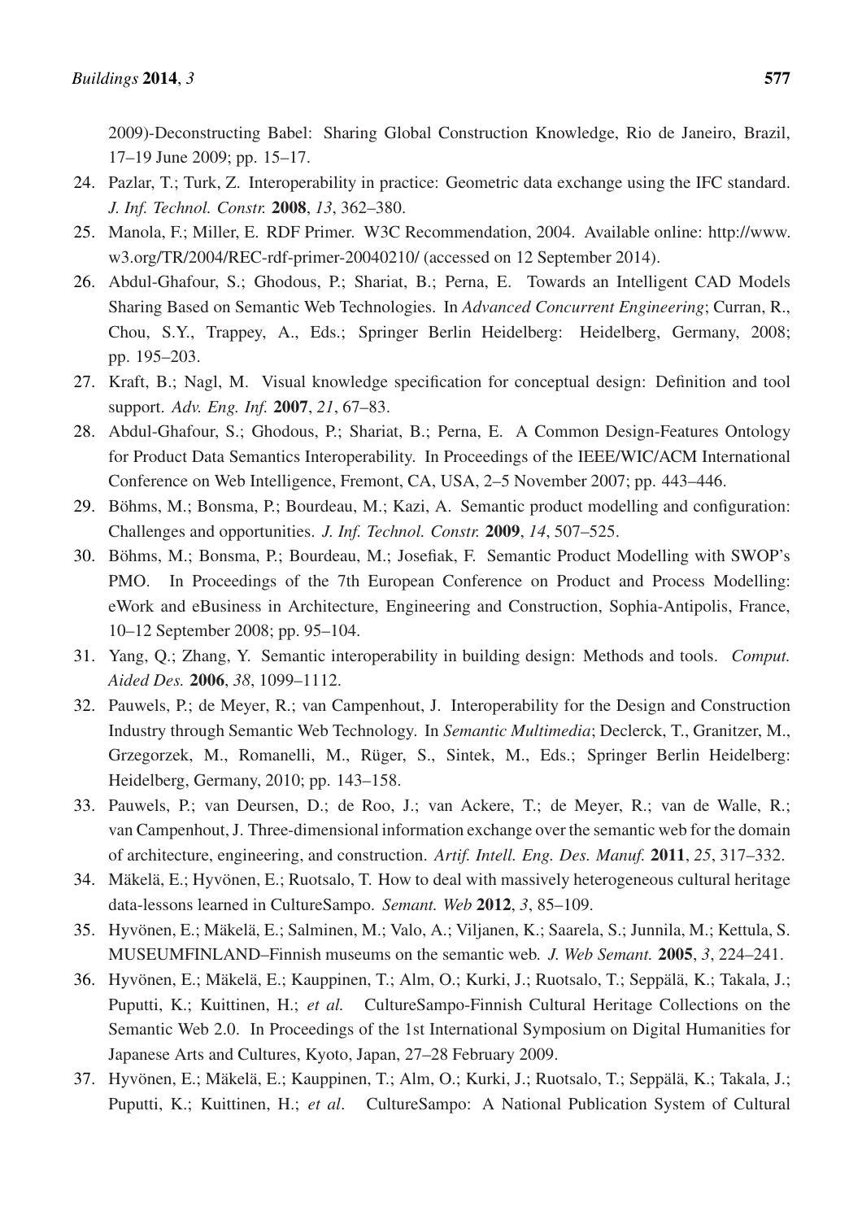2009)-Deconstructing Babel: Sharing Global Construction Knowledge, Rio de Janeiro, Brazil, 17–19 June 2009; pp. 15–17.

24. Pazlar, T.; Turk, Z. Interoperability in practice: Geometric data exchange using the IFC standard. *J. Inf. Technol. Constr.* **2008**, *13*, 362–380.
25. Manola, F.; Miller, E. RDF Primer. W3C Recommendation, 2004. Available online: http://www.w3.org/TR/2004/REC-rdf-primer-20040210/ (accessed on 12 September 2014).
26. Abdul-Ghafour, S.; Ghodous, P.; Shariat, B.; Perna, E. Towards an Intelligent CAD Models Sharing Based on Semantic Web Technologies. In *Advanced Concurrent Engineering*; Curran, R., Chou, S.Y., Trappey, A., Eds.; Springer Berlin Heidelberg: Heidelberg, Germany, 2008; pp. 195–203.
27. Kraft, B.; Nagl, M. Visual knowledge specification for conceptual design: Definition and tool support. *Adv. Eng. Inf.* **2007**, *21*, 67–83.
28. Abdul-Ghafour, S.; Ghodous, P.; Shariat, B.; Perna, E. A Common Design-Features Ontology for Product Data Semantics Interoperability. In Proceedings of the IEEE/WIC/ACM International Conference on Web Intelligence, Fremont, CA, USA, 2–5 November 2007; pp. 443–446.
29. Böhms, M.; Bonsma, P.; Bourdeau, M.; Kazi, A. Semantic product modelling and configuration: Challenges and opportunities. *J. Inf. Technol. Constr.* **2009**, *14*, 507–525.
30. Böhms, M.; Bonsma, P.; Bourdeau, M.; Josefiak, F. Semantic Product Modelling with SWOP's PMO. In Proceedings of the 7th European Conference on Product and Process Modelling: eWork and eBusiness in Architecture, Engineering and Construction, Sophia-Antipolis, France, 10–12 September 2008; pp. 95–104.
31. Yang, Q.; Zhang, Y. Semantic interoperability in building design: Methods and tools. *Comput. Aided Des.* **2006**, *38*, 1099–1112.
32. Pauwels, P.; de Meyer, R.; van Campenhout, J. Interoperability for the Design and Construction Industry through Semantic Web Technology. In *Semantic Multimedia*; Declerck, T., Granitzer, M., Grzegorzek, M., Romanelli, M., Rüger, S., Sintek, M., Eds.; Springer Berlin Heidelberg: Heidelberg, Germany, 2010; pp. 143–158.
33. Pauwels, P.; van Deursen, D.; de Roo, J.; van Ackere, T.; de Meyer, R.; van de Walle, R.; van Campenhout, J. Three-dimensional information exchange over the semantic web for the domain of architecture, engineering, and construction. *Artif. Intell. Eng. Des. Manuf.* **2011**, *25*, 317–332.
34. Mäkelä, E.; Hyvönen, E.; Ruotsalo, T. How to deal with massively heterogeneous cultural heritage data-lessons learned in CultureSampo. *Semant. Web* **2012**, *3*, 85–109.
35. Hyvönen, E.; Mäkelä, E.; Salminen, M.; Valo, A.; Viljanen, K.; Saarela, S.; Junnila, M.; Kettula, S. MUSEUMFINLAND–Finnish museums on the semantic web. *J. Web Semant.* **2005**, *3*, 224–241.
36. Hyvönen, E.; Mäkelä, E.; Kauppinen, T.; Alm, O.; Kurki, J.; Ruotsalo, T.; Seppälä, K.; Takala, J.; Puputti, K.; Kuittinen, H.; *et al.* CultureSampo-Finnish Cultural Heritage Collections on the Semantic Web 2.0. In Proceedings of the 1st International Symposium on Digital Humanities for Japanese Arts and Cultures, Kyoto, Japan, 27–28 February 2009.
37. Hyvönen, E.; Mäkelä, E.; Kauppinen, T.; Alm, O.; Kurki, J.; Ruotsalo, T.; Seppälä, K.; Takala, J.; Puputti, K.; Kuittinen, H.; *et al*. CultureSampo: A National Publication System of Cultural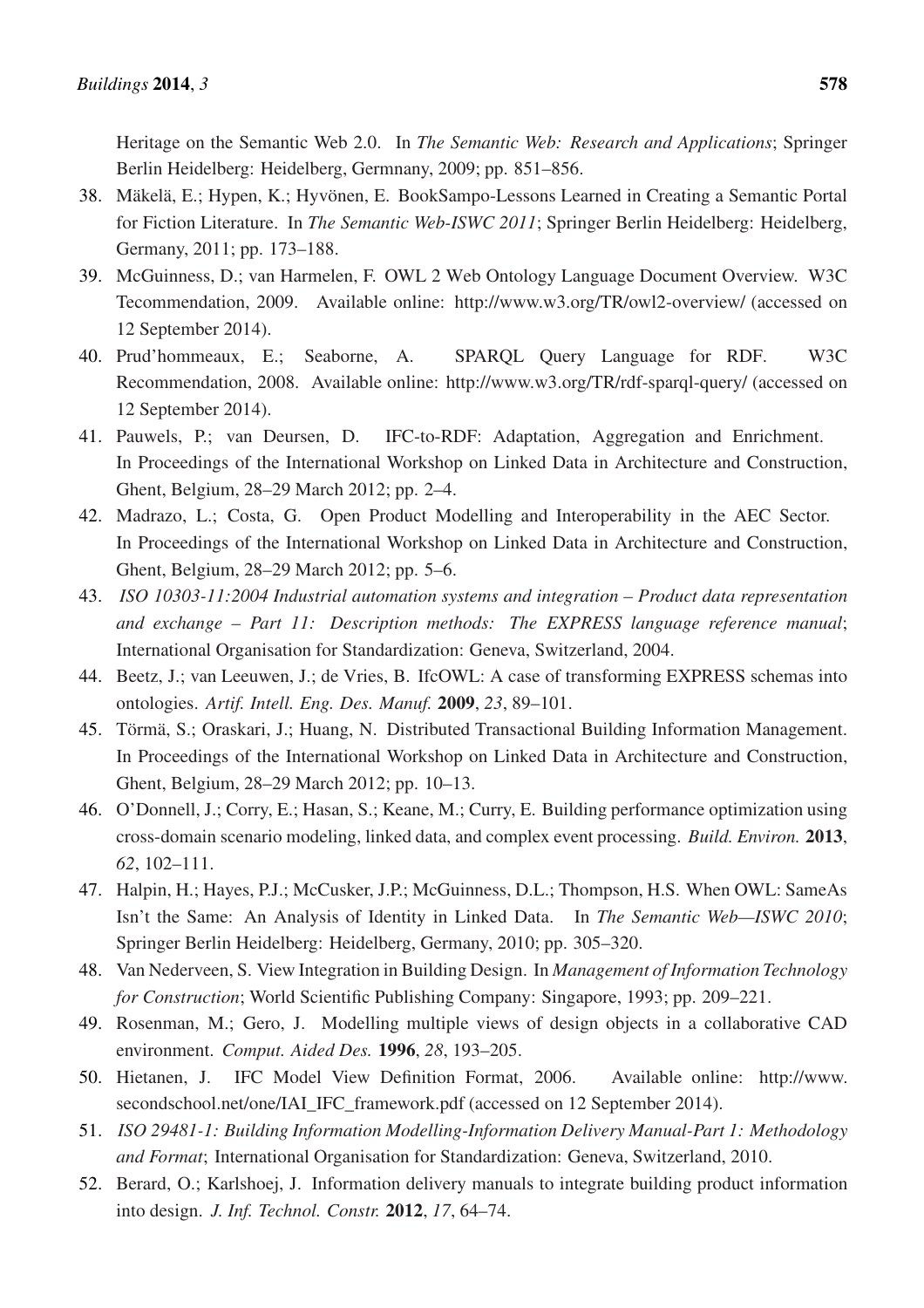Heritage on the Semantic Web 2.0. In *The Semantic Web: Research and Applications*; Springer Berlin Heidelberg: Heidelberg, Germnany, 2009; pp. 851–856.

38. Mäkelä, E.; Hypen, K.; Hyvönen, E. BookSampo-Lessons Learned in Creating a Semantic Portal for Fiction Literature. In *The Semantic Web-ISWC 2011*; Springer Berlin Heidelberg: Heidelberg, Germany, 2011; pp. 173–188.
39. McGuinness, D.; van Harmelen, F. OWL 2 Web Ontology Language Document Overview. W3C Tecommendation, 2009. Available online: http://www.w3.org/TR/owl2-overview/ (accessed on 12 September 2014).
40. Prud'hommeaux, E.; Seaborne, A. SPARQL Query Language for RDF. W3C Recommendation, 2008. Available online: http://www.w3.org/TR/rdf-sparql-query/ (accessed on 12 September 2014).
41. Pauwels, P.; van Deursen, D. IFC-to-RDF: Adaptation, Aggregation and Enrichment. In Proceedings of the International Workshop on Linked Data in Architecture and Construction, Ghent, Belgium, 28–29 March 2012; pp. 2–4.
42. Madrazo, L.; Costa, G. Open Product Modelling and Interoperability in the AEC Sector. In Proceedings of the International Workshop on Linked Data in Architecture and Construction, Ghent, Belgium, 28–29 March 2012; pp. 5–6.
43. *ISO 10303-11:2004 Industrial automation systems and integration – Product data representation and exchange – Part 11: Description methods: The EXPRESS language reference manual*; International Organisation for Standardization: Geneva, Switzerland, 2004.
44. Beetz, J.; van Leeuwen, J.; de Vries, B. IfcOWL: A case of transforming EXPRESS schemas into ontologies. *Artif. Intell. Eng. Des. Manuf.* **2009**, *23*, 89–101.
45. Törmä, S.; Oraskari, J.; Huang, N. Distributed Transactional Building Information Management. In Proceedings of the International Workshop on Linked Data in Architecture and Construction, Ghent, Belgium, 28–29 March 2012; pp. 10–13.
46. O'Donnell, J.; Corry, E.; Hasan, S.; Keane, M.; Curry, E. Building performance optimization using cross-domain scenario modeling, linked data, and complex event processing. *Build. Environ.* **2013**, *62*, 102–111.
47. Halpin, H.; Hayes, P.J.; McCusker, J.P.; McGuinness, D.L.; Thompson, H.S. When OWL: SameAs Isn't the Same: An Analysis of Identity in Linked Data. In *The Semantic Web—ISWC 2010*; Springer Berlin Heidelberg: Heidelberg, Germany, 2010; pp. 305–320.
48. Van Nederveen, S. View Integration in Building Design. In *Management of Information Technology for Construction*; World Scientific Publishing Company: Singapore, 1993; pp. 209–221.
49. Rosenman, M.; Gero, J. Modelling multiple views of design objects in a collaborative CAD environment. *Comput. Aided Des.* **1996**, *28*, 193–205.
50. Hietanen, J. IFC Model View Definition Format, 2006. Available online: http://www.secondschool.net/one/IAI_IFC_framework.pdf (accessed on 12 September 2014).
51. *ISO 29481-1: Building Information Modelling-Information Delivery Manual-Part 1: Methodology and Format*; International Organisation for Standardization: Geneva, Switzerland, 2010.
52. Berard, O.; Karlshoej, J. Information delivery manuals to integrate building product information into design. *J. Inf. Technol. Constr.* **2012**, *17*, 64–74.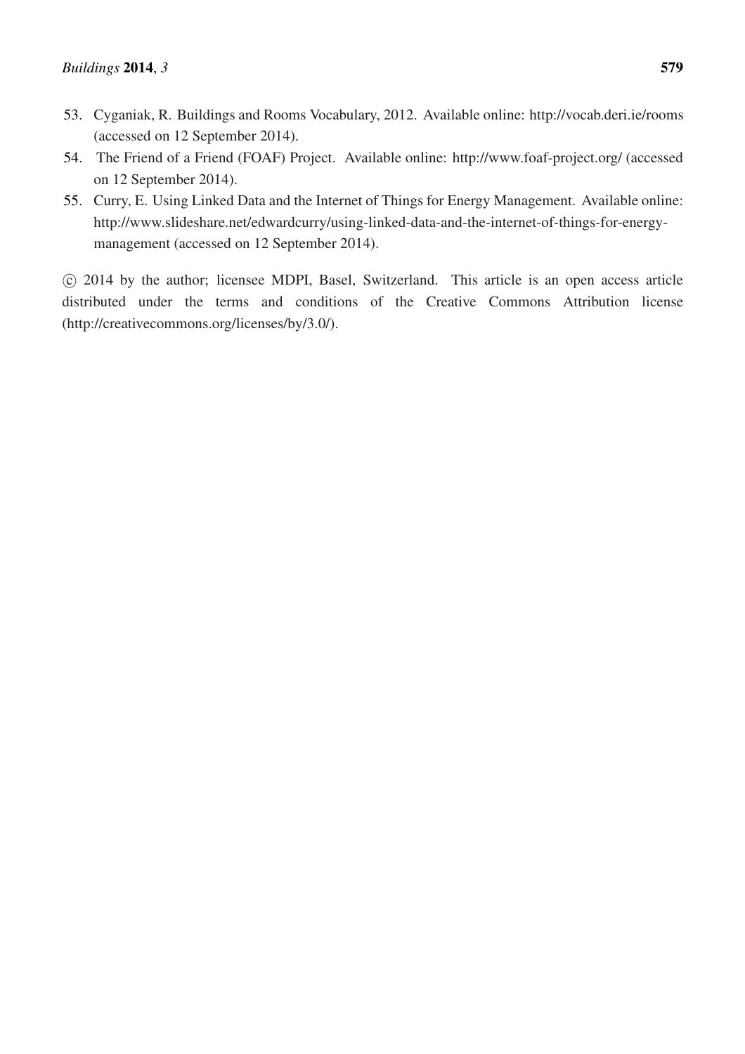53. Cyganiak, R. Buildings and Rooms Vocabulary, 2012. Available online: http://vocab.deri.ie/rooms (accessed on 12 September 2014).
54. The Friend of a Friend (FOAF) Project. Available online: http://www.foaf-project.org/ (accessed on 12 September 2014).
55. Curry, E. Using Linked Data and the Internet of Things for Energy Management. Available online: http://www.slideshare.net/edwardcurry/using-linked-data-and-the-internet-of-things-for-energy-management (accessed on 12 September 2014).

© 2014 by the author; licensee MDPI, Basel, Switzerland. This article is an open access article distributed under the terms and conditions of the Creative Commons Attribution license (http://creativecommons.org/licenses/by/3.0/).